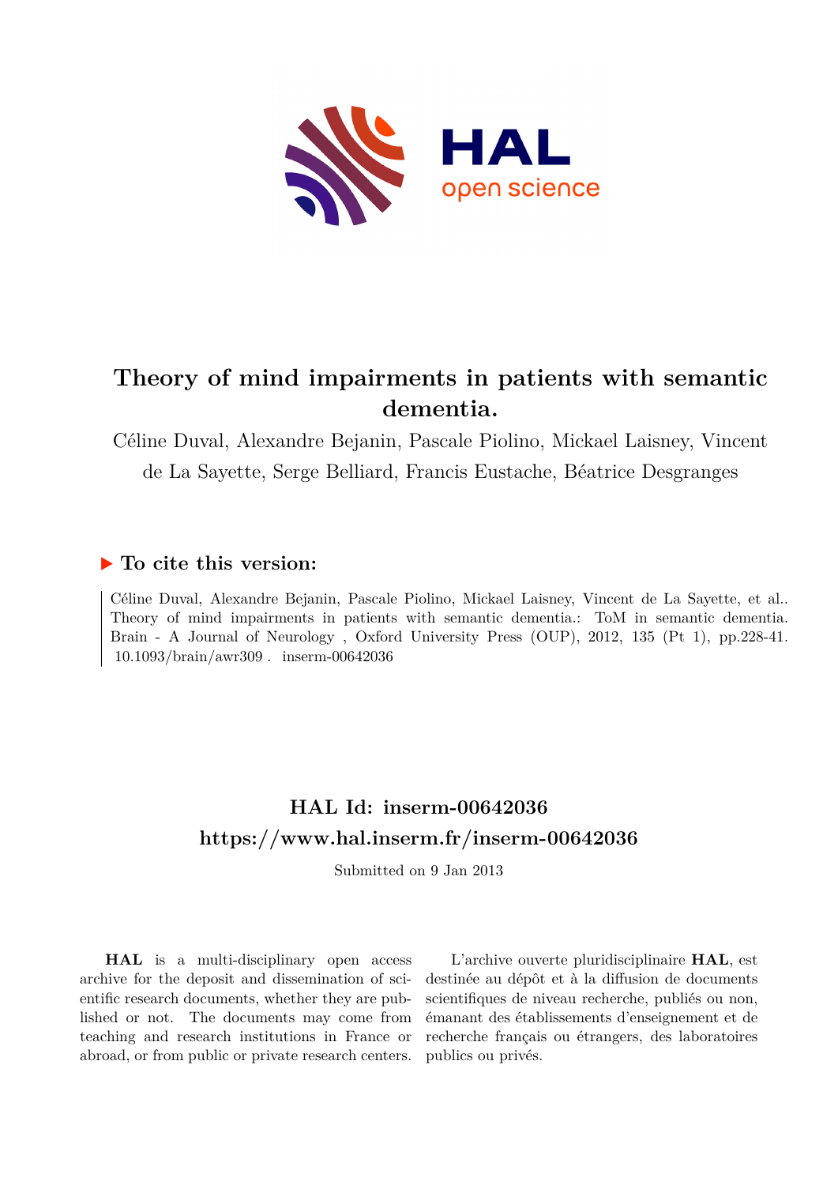# Theory of mind impairments in patients with semantic dementia.

Céline Duval, Alexandre Bejanin, Pascale Piolino, Mickael Laisney, Vincent de La Sayette, Serge Belliard, Francis Eustache, Béatrice Desgranges

## ▶ To cite this version:

Céline Duval, Alexandre Bejanin, Pascale Piolino, Mickael Laisney, Vincent de La Sayette, et al.. Theory of mind impairments in patients with semantic dementia.: ToM in semantic dementia. Brain - A Journal of Neurology , Oxford University Press (OUP), 2012, 135 (Pt 1), pp.228-41. 10.1093/brain/awr309 . inserm-00642036

## HAL Id: inserm-00642036

## https://www.hal.inserm.fr/inserm-00642036

Submitted on 9 Jan 2013

**HAL** is a multi-disciplinary open access archive for the deposit and dissemination of scientific research documents, whether they are published or not. The documents may come from teaching and research institutions in France or abroad, or from public or private research centers.

L'archive ouverte pluridisciplinaire **HAL**, est destinée au dépôt et à la diffusion de documents scientifiques de niveau recherche, publiés ou non, émanant des établissements d'enseignement et de recherche français ou étrangers, des laboratoires publics ou privés.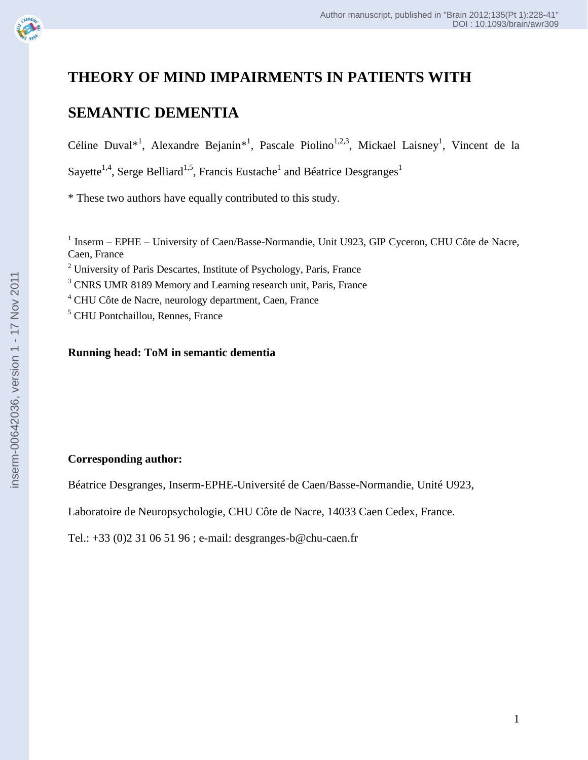# THEORY OF MIND IMPAIRMENTS IN PATIENTS WITH SEMANTIC DEMENTIA

Céline Duval*[1], Alexandre Bejanin*[1], Pascale Piolino[1,2,3], Mickael Laisney[1], Vincent de la Sayette[1,4], Serge Belliard[1,5], Francis Eustache[1] and Béatrice Desgranges[1]

\* These two authors have equally contributed to this study.

[1] Inserm – EPHE – University of Caen/Basse-Normandie, Unit U923, GIP Cyceron, CHU Côte de Nacre, Caen, France

[2] University of Paris Descartes, Institute of Psychology, Paris, France

[3] CNRS UMR 8189 Memory and Learning research unit, Paris, France

[4] CHU Côte de Nacre, neurology department, Caen, France

[5] CHU Pontchaillou, Rennes, France

**Running head: ToM in semantic dementia**

**Corresponding author:**

Béatrice Desgranges, Inserm-EPHE-Université de Caen/Basse-Normandie, Unité U923,

Laboratoire de Neuropsychologie, CHU Côte de Nacre, 14033 Caen Cedex, France.

Tel.: +33 (0)2 31 06 51 96 ; e-mail: desgranges-b@chu-caen.fr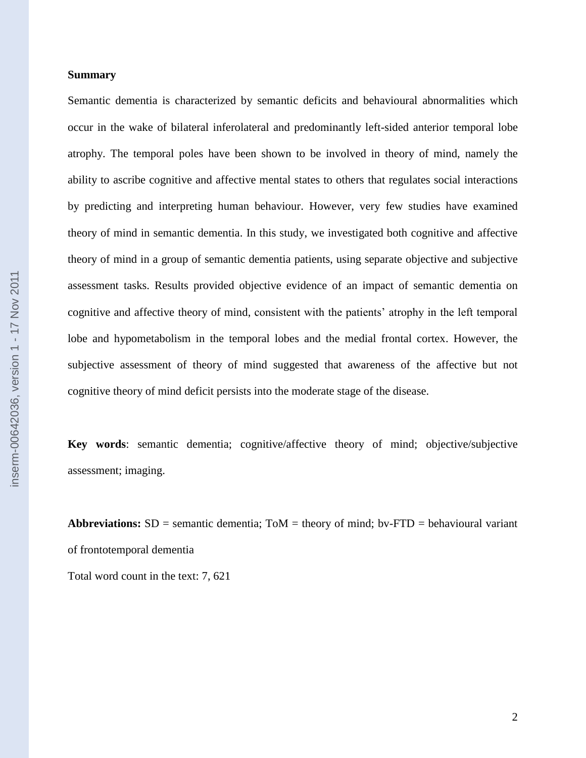## Summary

Semantic dementia is characterized by semantic deficits and behavioural abnormalities which occur in the wake of bilateral inferolateral and predominantly left-sided anterior temporal lobe atrophy. The temporal poles have been shown to be involved in theory of mind, namely the ability to ascribe cognitive and affective mental states to others that regulates social interactions by predicting and interpreting human behaviour. However, very few studies have examined theory of mind in semantic dementia. In this study, we investigated both cognitive and affective theory of mind in a group of semantic dementia patients, using separate objective and subjective assessment tasks. Results provided objective evidence of an impact of semantic dementia on cognitive and affective theory of mind, consistent with the patients' atrophy in the left temporal lobe and hypometabolism in the temporal lobes and the medial frontal cortex. However, the subjective assessment of theory of mind suggested that awareness of the affective but not cognitive theory of mind deficit persists into the moderate stage of the disease.

**Key words**: semantic dementia; cognitive/affective theory of mind; objective/subjective assessment; imaging.

**Abbreviations:** SD = semantic dementia; ToM = theory of mind; bv-FTD = behavioural variant of frontotemporal dementia

Total word count in the text: 7, 621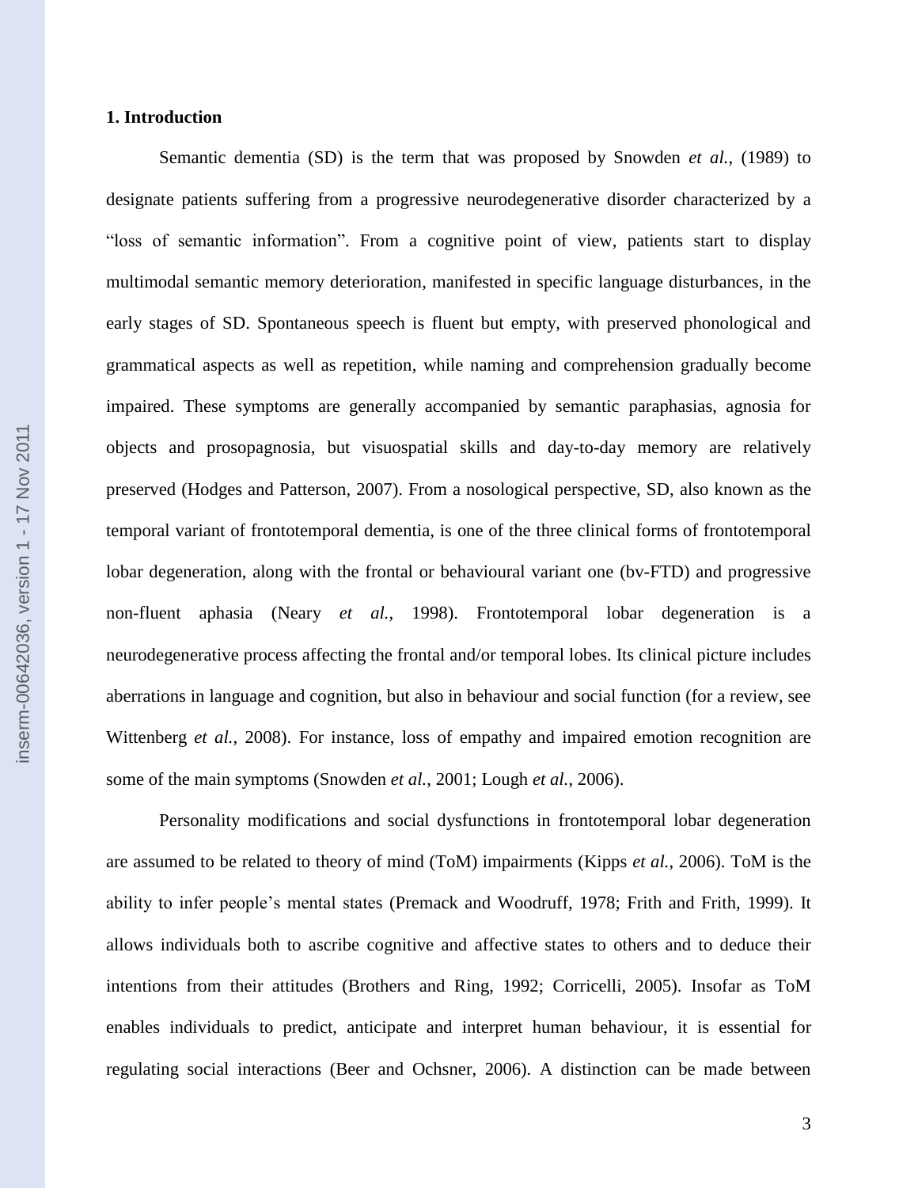## 1. Introduction

Semantic dementia (SD) is the term that was proposed by Snowden *et al.*, (1989) to designate patients suffering from a progressive neurodegenerative disorder characterized by a "loss of semantic information". From a cognitive point of view, patients start to display multimodal semantic memory deterioration, manifested in specific language disturbances, in the early stages of SD. Spontaneous speech is fluent but empty, with preserved phonological and grammatical aspects as well as repetition, while naming and comprehension gradually become impaired. These symptoms are generally accompanied by semantic paraphasias, agnosia for objects and prosopagnosia, but visuospatial skills and day-to-day memory are relatively preserved (Hodges and Patterson, 2007). From a nosological perspective, SD, also known as the temporal variant of frontotemporal dementia, is one of the three clinical forms of frontotemporal lobar degeneration, along with the frontal or behavioural variant one (bv-FTD) and progressive non-fluent aphasia (Neary *et al.*, 1998). Frontotemporal lobar degeneration is a neurodegenerative process affecting the frontal and/or temporal lobes. Its clinical picture includes aberrations in language and cognition, but also in behaviour and social function (for a review, see Wittenberg *et al.*, 2008). For instance, loss of empathy and impaired emotion recognition are some of the main symptoms (Snowden *et al.*, 2001; Lough *et al.*, 2006).

Personality modifications and social dysfunctions in frontotemporal lobar degeneration are assumed to be related to theory of mind (ToM) impairments (Kipps *et al.*, 2006). ToM is the ability to infer people's mental states (Premack and Woodruff, 1978; Frith and Frith, 1999). It allows individuals both to ascribe cognitive and affective states to others and to deduce their intentions from their attitudes (Brothers and Ring, 1992; Corricelli, 2005). Insofar as ToM enables individuals to predict, anticipate and interpret human behaviour, it is essential for regulating social interactions (Beer and Ochsner, 2006). A distinction can be made between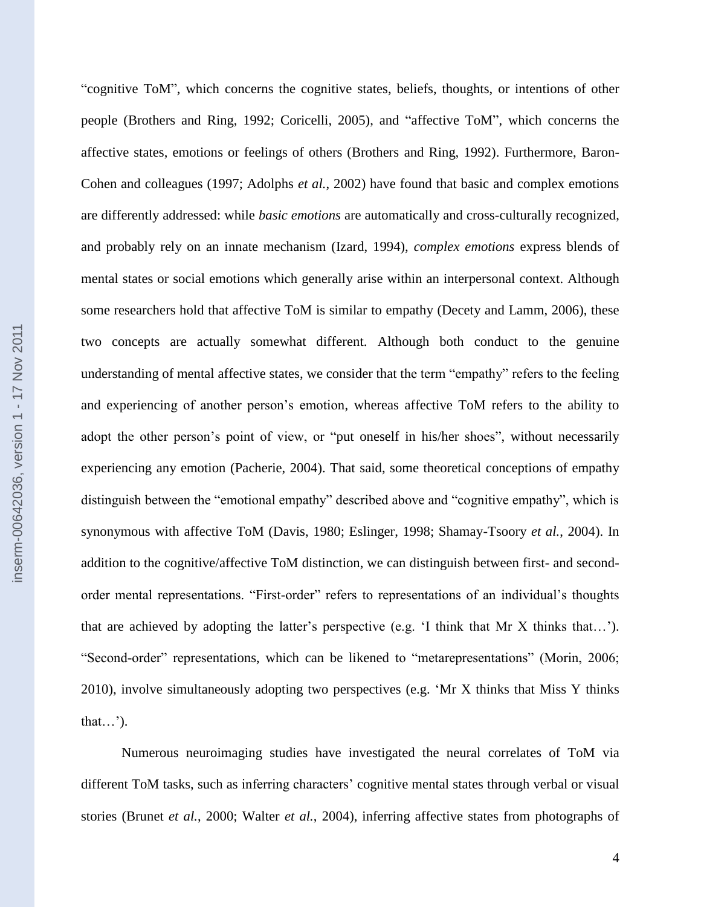"cognitive ToM", which concerns the cognitive states, beliefs, thoughts, or intentions of other people (Brothers and Ring, 1992; Coricelli, 2005), and "affective ToM", which concerns the affective states, emotions or feelings of others (Brothers and Ring, 1992). Furthermore, Baron-Cohen and colleagues (1997; Adolphs *et al.*, 2002) have found that basic and complex emotions are differently addressed: while *basic emotions* are automatically and cross-culturally recognized, and probably rely on an innate mechanism (Izard, 1994), *complex emotions* express blends of mental states or social emotions which generally arise within an interpersonal context. Although some researchers hold that affective ToM is similar to empathy (Decety and Lamm, 2006), these two concepts are actually somewhat different. Although both conduct to the genuine understanding of mental affective states, we consider that the term "empathy" refers to the feeling and experiencing of another person's emotion, whereas affective ToM refers to the ability to adopt the other person's point of view, or "put oneself in his/her shoes", without necessarily experiencing any emotion (Pacherie, 2004). That said, some theoretical conceptions of empathy distinguish between the "emotional empathy" described above and "cognitive empathy", which is synonymous with affective ToM (Davis, 1980; Eslinger, 1998; Shamay-Tsoory *et al.*, 2004). In addition to the cognitive/affective ToM distinction, we can distinguish between first- and second-order mental representations. "First-order" refers to representations of an individual's thoughts that are achieved by adopting the latter's perspective (e.g. 'I think that Mr X thinks that…'). "Second-order" representations, which can be likened to "metarepresentations" (Morin, 2006; 2010), involve simultaneously adopting two perspectives (e.g. 'Mr X thinks that Miss Y thinks that…').

Numerous neuroimaging studies have investigated the neural correlates of ToM via different ToM tasks, such as inferring characters' cognitive mental states through verbal or visual stories (Brunet *et al.*, 2000; Walter *et al.*, 2004), inferring affective states from photographs of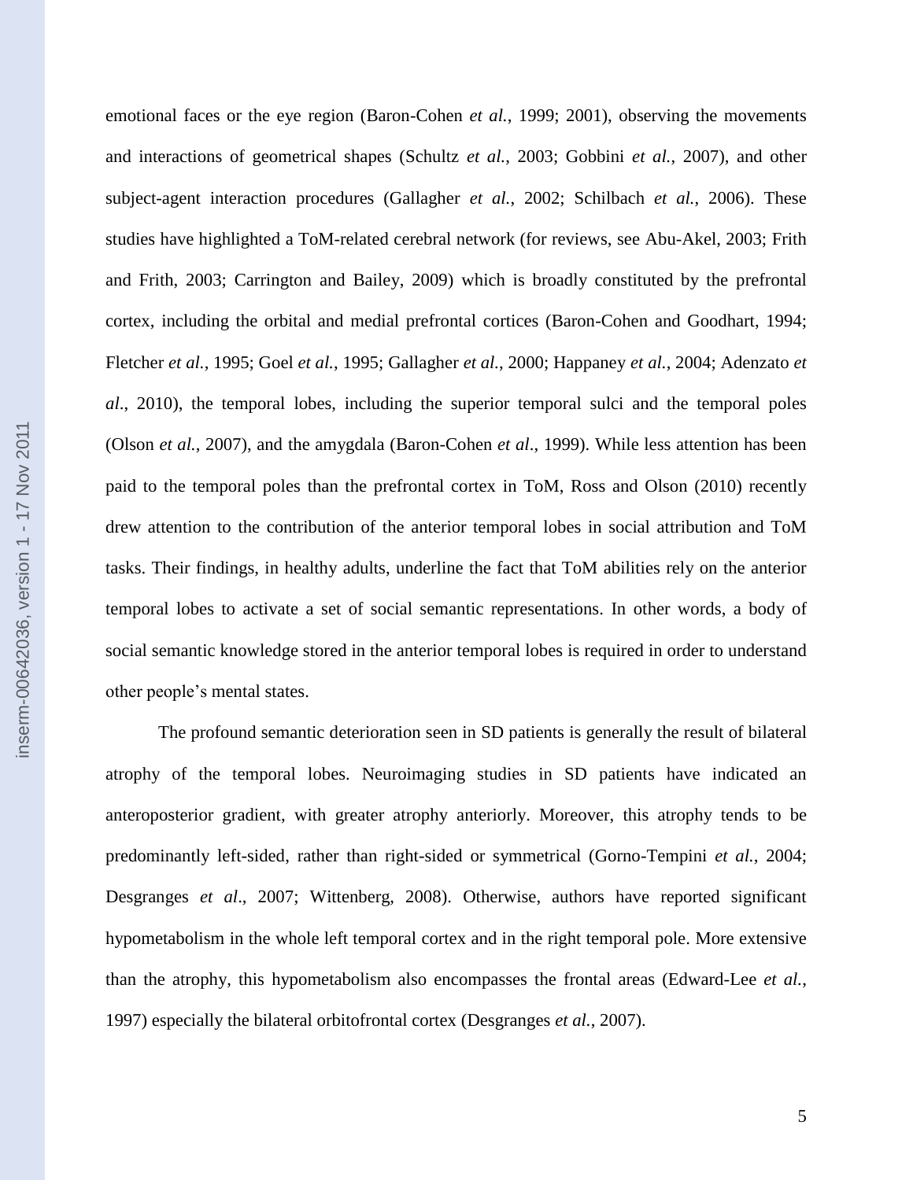emotional faces or the eye region (Baron-Cohen *et al.*, 1999; 2001), observing the movements and interactions of geometrical shapes (Schultz *et al.*, 2003; Gobbini *et al.*, 2007), and other subject-agent interaction procedures (Gallagher *et al.*, 2002; Schilbach *et al.*, 2006). These studies have highlighted a ToM-related cerebral network (for reviews, see Abu-Akel, 2003; Frith and Frith, 2003; Carrington and Bailey, 2009) which is broadly constituted by the prefrontal cortex, including the orbital and medial prefrontal cortices (Baron-Cohen and Goodhart, 1994; Fletcher *et al.*, 1995; Goel *et al.*, 1995; Gallagher *et al.*, 2000; Happaney *et al.*, 2004; Adenzato *et al*., 2010), the temporal lobes, including the superior temporal sulci and the temporal poles (Olson *et al.*, 2007), and the amygdala (Baron-Cohen *et al*., 1999). While less attention has been paid to the temporal poles than the prefrontal cortex in ToM, Ross and Olson (2010) recently drew attention to the contribution of the anterior temporal lobes in social attribution and ToM tasks. Their findings, in healthy adults, underline the fact that ToM abilities rely on the anterior temporal lobes to activate a set of social semantic representations. In other words, a body of social semantic knowledge stored in the anterior temporal lobes is required in order to understand other people's mental states.

The profound semantic deterioration seen in SD patients is generally the result of bilateral atrophy of the temporal lobes. Neuroimaging studies in SD patients have indicated an anteroposterior gradient, with greater atrophy anteriorly. Moreover, this atrophy tends to be predominantly left-sided, rather than right-sided or symmetrical (Gorno-Tempini *et al.*, 2004; Desgranges *et al*., 2007; Wittenberg, 2008). Otherwise, authors have reported significant hypometabolism in the whole left temporal cortex and in the right temporal pole. More extensive than the atrophy, this hypometabolism also encompasses the frontal areas (Edward-Lee *et al.*, 1997) especially the bilateral orbitofrontal cortex (Desgranges *et al.*, 2007).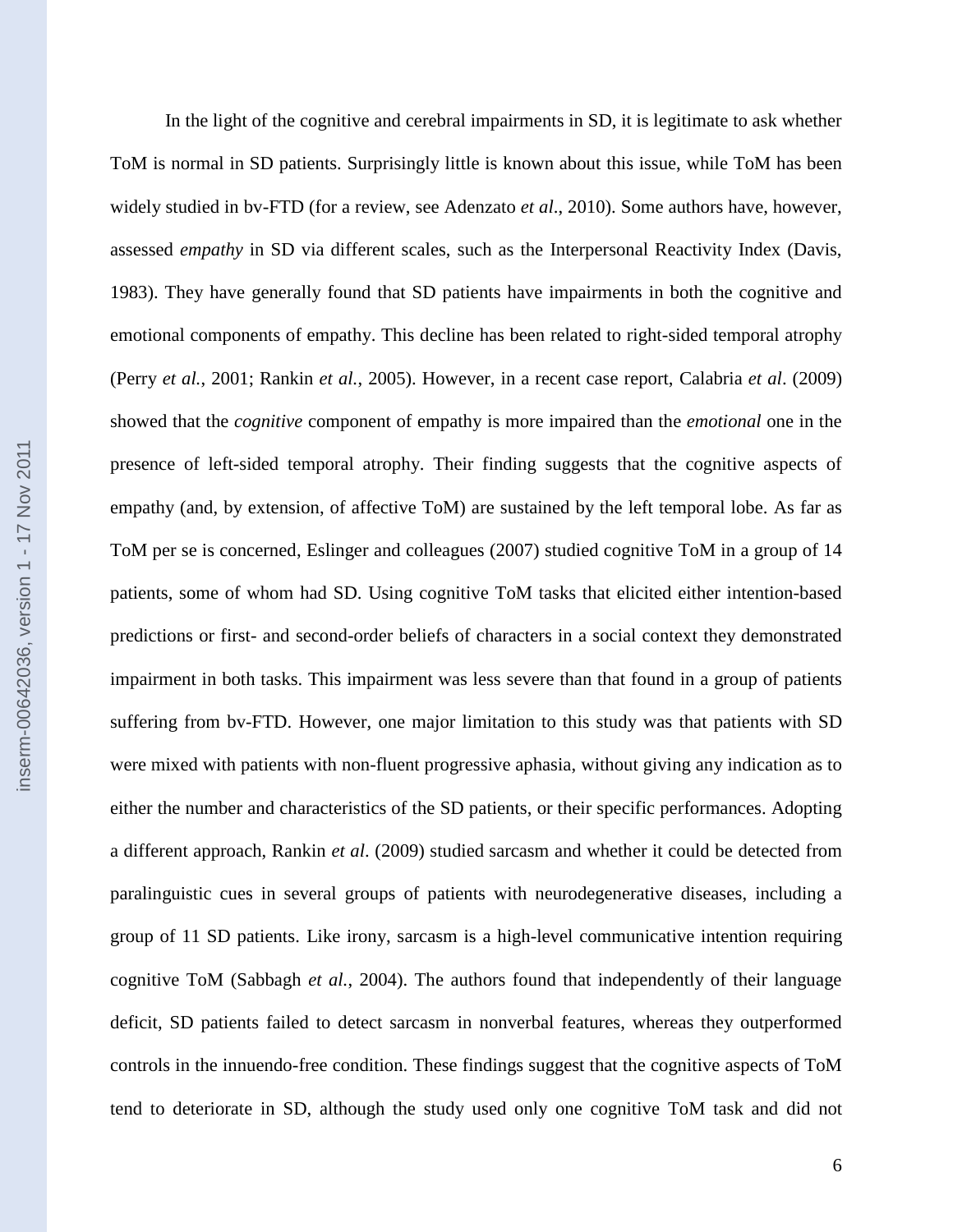In the light of the cognitive and cerebral impairments in SD, it is legitimate to ask whether ToM is normal in SD patients. Surprisingly little is known about this issue, while ToM has been widely studied in bv-FTD (for a review, see Adenzato *et al*., 2010). Some authors have, however, assessed *empathy* in SD via different scales, such as the Interpersonal Reactivity Index (Davis, 1983). They have generally found that SD patients have impairments in both the cognitive and emotional components of empathy. This decline has been related to right-sided temporal atrophy (Perry *et al.*, 2001; Rankin *et al.*, 2005). However, in a recent case report, Calabria *et al*. (2009) showed that the *cognitive* component of empathy is more impaired than the *emotional* one in the presence of left-sided temporal atrophy. Their finding suggests that the cognitive aspects of empathy (and, by extension, of affective ToM) are sustained by the left temporal lobe. As far as ToM per se is concerned, Eslinger and colleagues (2007) studied cognitive ToM in a group of 14 patients, some of whom had SD. Using cognitive ToM tasks that elicited either intention-based predictions or first- and second-order beliefs of characters in a social context they demonstrated impairment in both tasks. This impairment was less severe than that found in a group of patients suffering from bv-FTD. However, one major limitation to this study was that patients with SD were mixed with patients with non-fluent progressive aphasia, without giving any indication as to either the number and characteristics of the SD patients, or their specific performances. Adopting a different approach, Rankin *et al*. (2009) studied sarcasm and whether it could be detected from paralinguistic cues in several groups of patients with neurodegenerative diseases, including a group of 11 SD patients. Like irony, sarcasm is a high-level communicative intention requiring cognitive ToM (Sabbagh *et al.*, 2004). The authors found that independently of their language deficit, SD patients failed to detect sarcasm in nonverbal features, whereas they outperformed controls in the innuendo-free condition. These findings suggest that the cognitive aspects of ToM tend to deteriorate in SD, although the study used only one cognitive ToM task and did not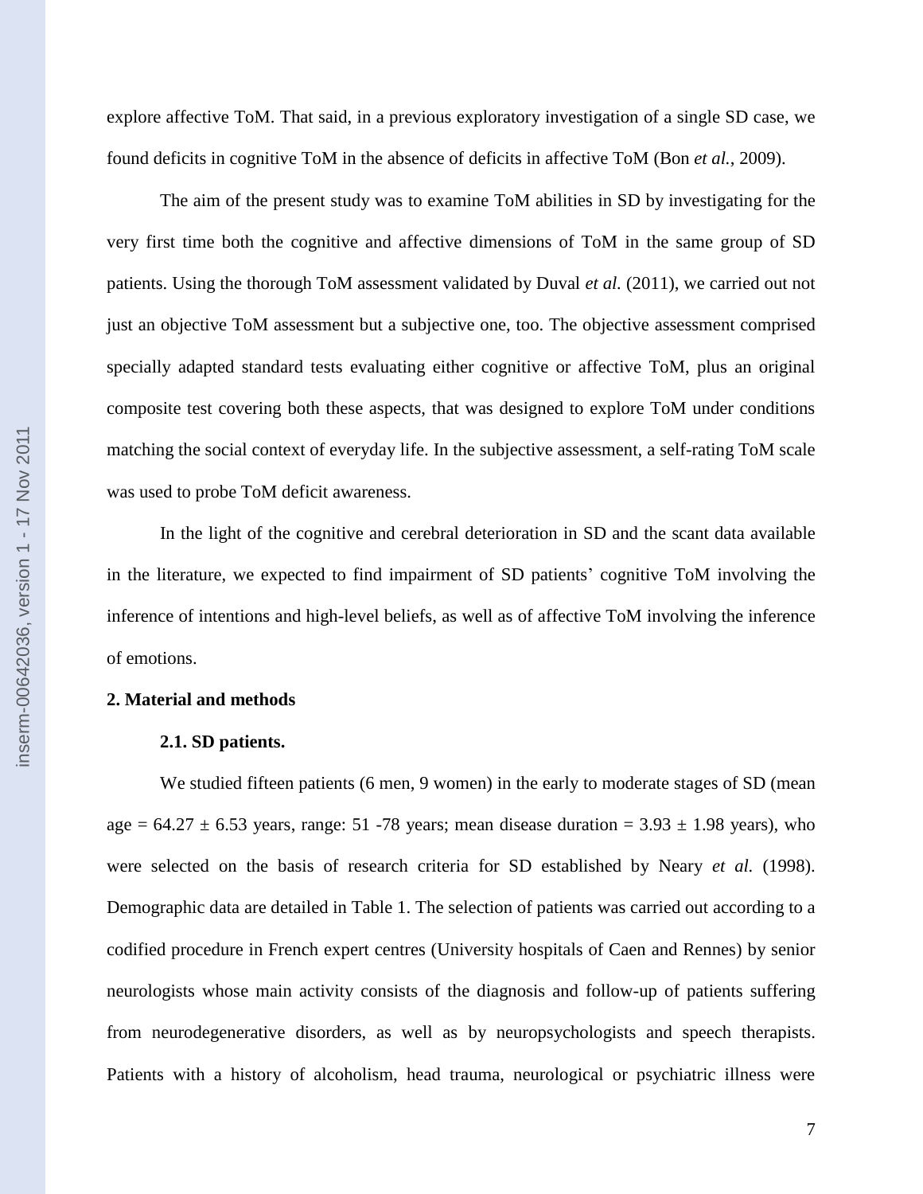explore affective ToM. That said, in a previous exploratory investigation of a single SD case, we found deficits in cognitive ToM in the absence of deficits in affective ToM (Bon *et al.*, 2009).

The aim of the present study was to examine ToM abilities in SD by investigating for the very first time both the cognitive and affective dimensions of ToM in the same group of SD patients. Using the thorough ToM assessment validated by Duval *et al.* (2011), we carried out not just an objective ToM assessment but a subjective one, too. The objective assessment comprised specially adapted standard tests evaluating either cognitive or affective ToM, plus an original composite test covering both these aspects, that was designed to explore ToM under conditions matching the social context of everyday life. In the subjective assessment, a self-rating ToM scale was used to probe ToM deficit awareness.

In the light of the cognitive and cerebral deterioration in SD and the scant data available in the literature, we expected to find impairment of SD patients' cognitive ToM involving the inference of intentions and high-level beliefs, as well as of affective ToM involving the inference of emotions.

## 2. Material and methods

### 2.1. SD patients.

We studied fifteen patients (6 men, 9 women) in the early to moderate stages of SD (mean age = $64.27 \pm 6.53$ years, range: 51 -78 years; mean disease duration = $3.93 \pm 1.98$ years), who were selected on the basis of research criteria for SD established by Neary *et al.* (1998). Demographic data are detailed in Table 1. The selection of patients was carried out according to a codified procedure in French expert centres (University hospitals of Caen and Rennes) by senior neurologists whose main activity consists of the diagnosis and follow-up of patients suffering from neurodegenerative disorders, as well as by neuropsychologists and speech therapists. Patients with a history of alcoholism, head trauma, neurological or psychiatric illness were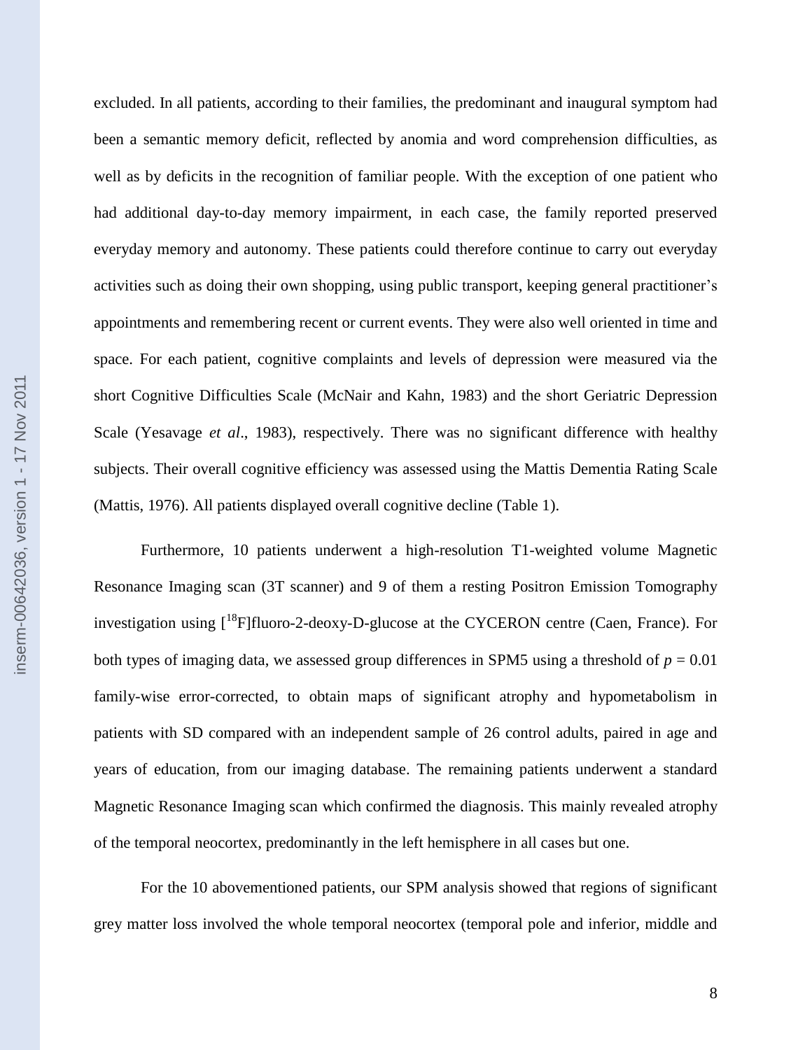excluded. In all patients, according to their families, the predominant and inaugural symptom had been a semantic memory deficit, reflected by anomia and word comprehension difficulties, as well as by deficits in the recognition of familiar people. With the exception of one patient who had additional day-to-day memory impairment, in each case, the family reported preserved everyday memory and autonomy. These patients could therefore continue to carry out everyday activities such as doing their own shopping, using public transport, keeping general practitioner's appointments and remembering recent or current events. They were also well oriented in time and space. For each patient, cognitive complaints and levels of depression were measured via the short Cognitive Difficulties Scale (McNair and Kahn, 1983) and the short Geriatric Depression Scale (Yesavage *et al*., 1983), respectively. There was no significant difference with healthy subjects. Their overall cognitive efficiency was assessed using the Mattis Dementia Rating Scale (Mattis, 1976). All patients displayed overall cognitive decline (Table 1).

Furthermore, 10 patients underwent a high-resolution T1-weighted volume Magnetic Resonance Imaging scan (3T scanner) and 9 of them a resting Positron Emission Tomography investigation using [$^{18}$F]fluoro-2-deoxy-D-glucose at the CYCERON centre (Caen, France). For both types of imaging data, we assessed group differences in SPM5 using a threshold of $p = 0.01$ family-wise error-corrected, to obtain maps of significant atrophy and hypometabolism in patients with SD compared with an independent sample of 26 control adults, paired in age and years of education, from our imaging database. The remaining patients underwent a standard Magnetic Resonance Imaging scan which confirmed the diagnosis. This mainly revealed atrophy of the temporal neocortex, predominantly in the left hemisphere in all cases but one.

For the 10 abovementioned patients, our SPM analysis showed that regions of significant grey matter loss involved the whole temporal neocortex (temporal pole and inferior, middle and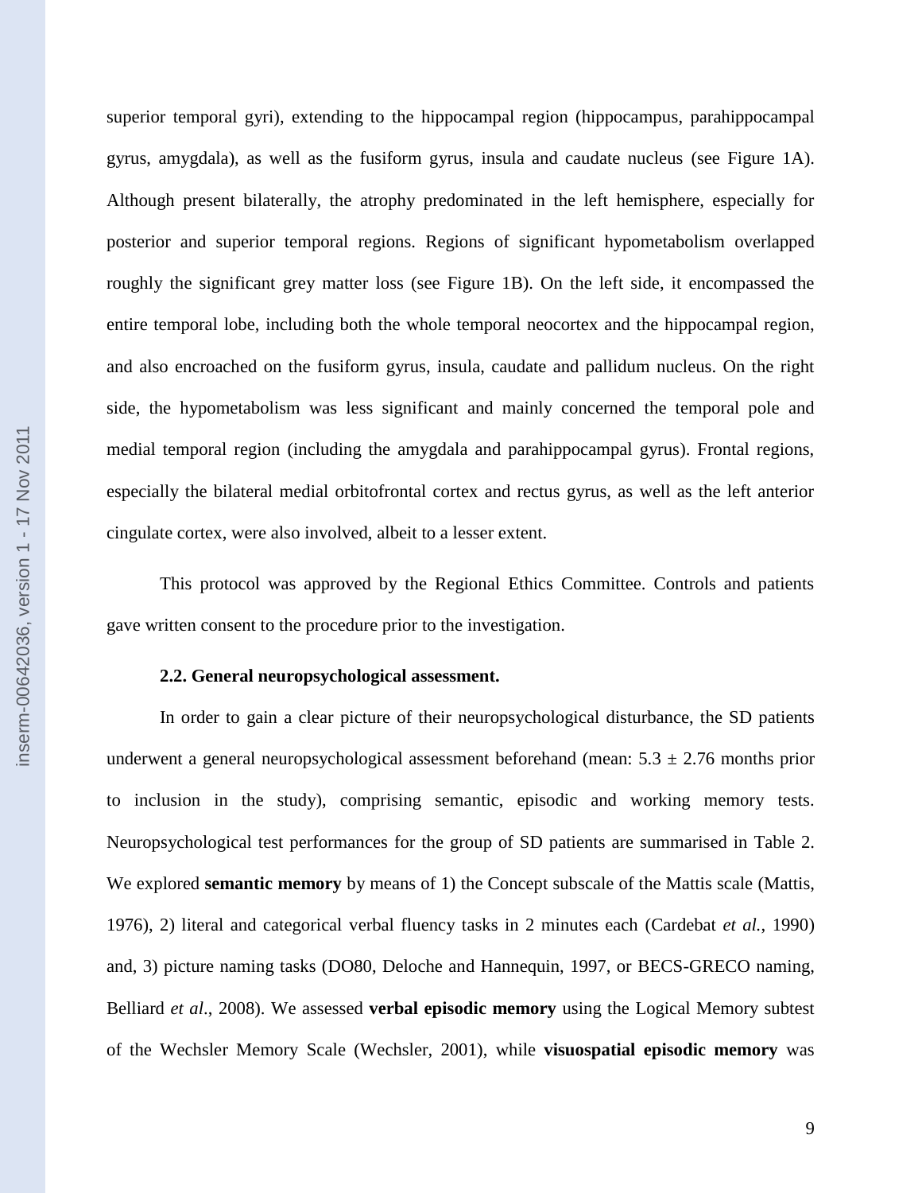superior temporal gyri), extending to the hippocampal region (hippocampus, parahippocampal gyrus, amygdala), as well as the fusiform gyrus, insula and caudate nucleus (see Figure 1A). Although present bilaterally, the atrophy predominated in the left hemisphere, especially for posterior and superior temporal regions. Regions of significant hypometabolism overlapped roughly the significant grey matter loss (see Figure 1B). On the left side, it encompassed the entire temporal lobe, including both the whole temporal neocortex and the hippocampal region, and also encroached on the fusiform gyrus, insula, caudate and pallidum nucleus. On the right side, the hypometabolism was less significant and mainly concerned the temporal pole and medial temporal region (including the amygdala and parahippocampal gyrus). Frontal regions, especially the bilateral medial orbitofrontal cortex and rectus gyrus, as well as the left anterior cingulate cortex, were also involved, albeit to a lesser extent.

This protocol was approved by the Regional Ethics Committee. Controls and patients gave written consent to the procedure prior to the investigation.

### 2.2. General neuropsychological assessment.

In order to gain a clear picture of their neuropsychological disturbance, the SD patients underwent a general neuropsychological assessment beforehand (mean: $5.3 \pm 2.76$ months prior to inclusion in the study), comprising semantic, episodic and working memory tests. Neuropsychological test performances for the group of SD patients are summarised in Table 2. We explored **semantic memory** by means of 1) the Concept subscale of the Mattis scale (Mattis, 1976), 2) literal and categorical verbal fluency tasks in 2 minutes each (Cardebat *et al.*, 1990) and, 3) picture naming tasks (DO80, Deloche and Hannequin, 1997, or BECS-GRECO naming, Belliard *et al*., 2008). We assessed **verbal episodic memory** using the Logical Memory subtest of the Wechsler Memory Scale (Wechsler, 2001), while **visuospatial episodic memory** was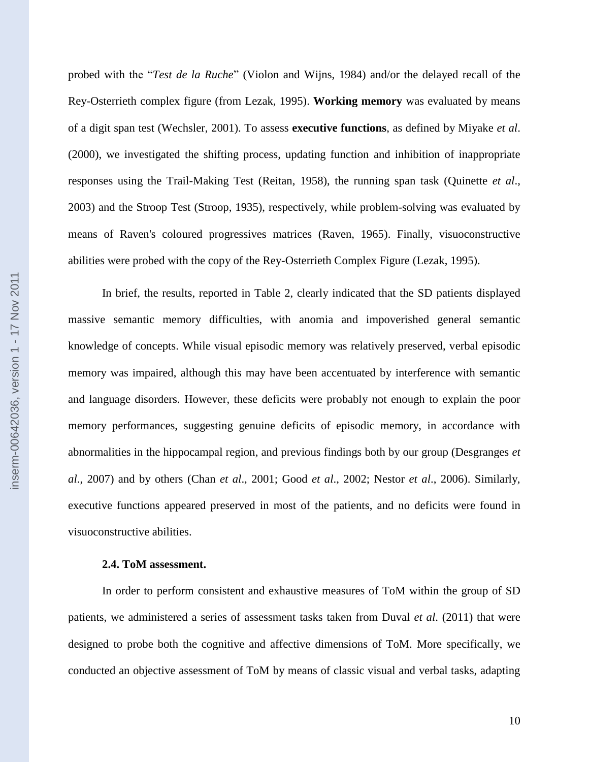probed with the "*Test de la Ruche*" (Violon and Wijns, 1984) and/or the delayed recall of the Rey-Osterrieth complex figure (from Lezak, 1995). **Working memory** was evaluated by means of a digit span test (Wechsler, 2001). To assess **executive functions**, as defined by Miyake *et al*. (2000), we investigated the shifting process, updating function and inhibition of inappropriate responses using the Trail-Making Test (Reitan, 1958), the running span task (Quinette *et al*., 2003) and the Stroop Test (Stroop, 1935), respectively, while problem-solving was evaluated by means of Raven's coloured progressives matrices (Raven, 1965). Finally, visuoconstructive abilities were probed with the copy of the Rey-Osterrieth Complex Figure (Lezak, 1995).

In brief, the results, reported in Table 2, clearly indicated that the SD patients displayed massive semantic memory difficulties, with anomia and impoverished general semantic knowledge of concepts. While visual episodic memory was relatively preserved, verbal episodic memory was impaired, although this may have been accentuated by interference with semantic and language disorders. However, these deficits were probably not enough to explain the poor memory performances, suggesting genuine deficits of episodic memory, in accordance with abnormalities in the hippocampal region, and previous findings both by our group (Desgranges *et al*., 2007) and by others (Chan *et al*., 2001; Good *et al*., 2002; Nestor *et al*., 2006). Similarly, executive functions appeared preserved in most of the patients, and no deficits were found in visuoconstructive abilities.

### 2.4. ToM assessment.

In order to perform consistent and exhaustive measures of ToM within the group of SD patients, we administered a series of assessment tasks taken from Duval *et al*. (2011) that were designed to probe both the cognitive and affective dimensions of ToM. More specifically, we conducted an objective assessment of ToM by means of classic visual and verbal tasks, adapting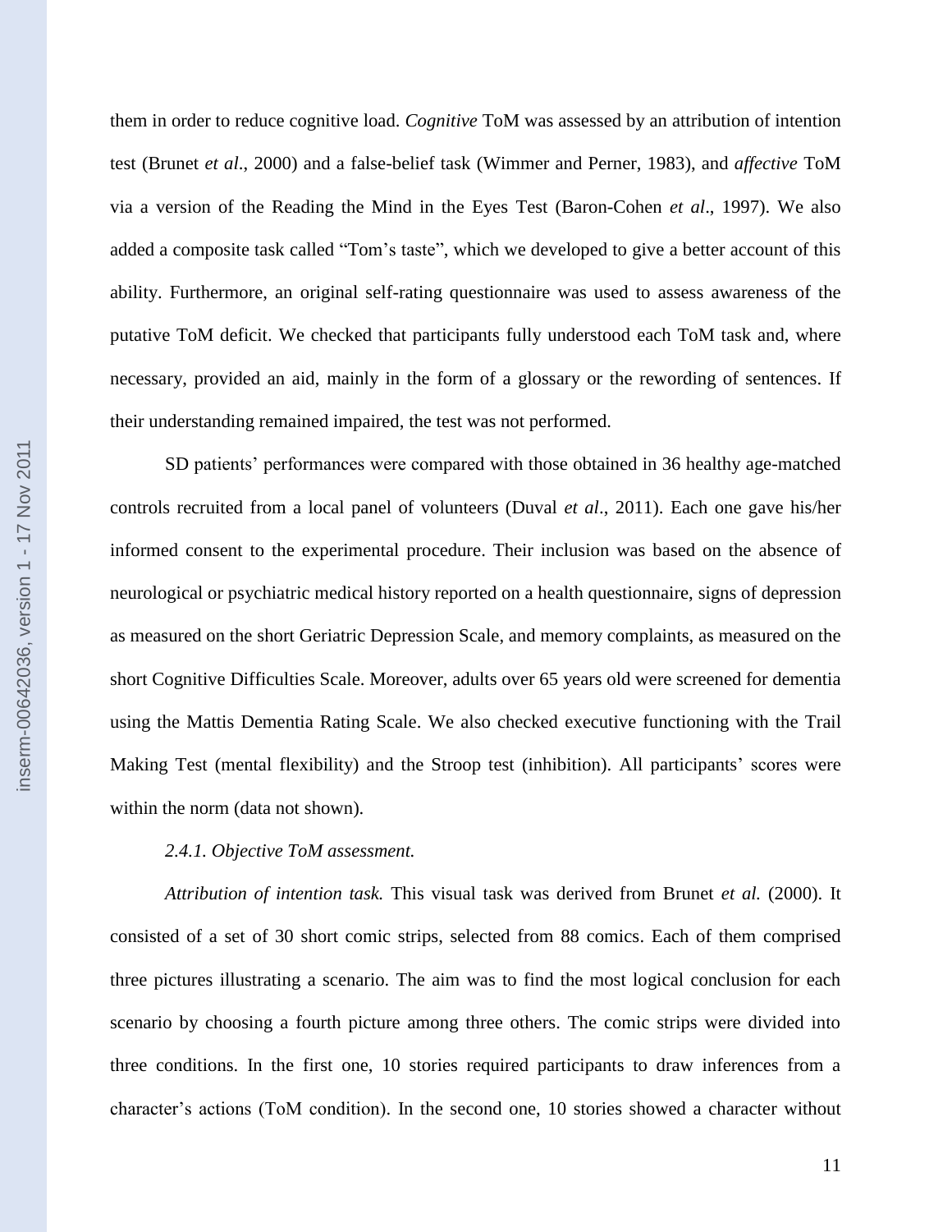them in order to reduce cognitive load. *Cognitive* ToM was assessed by an attribution of intention test (Brunet *et al*., 2000) and a false-belief task (Wimmer and Perner, 1983), and *affective* ToM via a version of the Reading the Mind in the Eyes Test (Baron-Cohen *et al*., 1997). We also added a composite task called "Tom's taste", which we developed to give a better account of this ability. Furthermore, an original self-rating questionnaire was used to assess awareness of the putative ToM deficit. We checked that participants fully understood each ToM task and, where necessary, provided an aid, mainly in the form of a glossary or the rewording of sentences. If their understanding remained impaired, the test was not performed.

SD patients' performances were compared with those obtained in 36 healthy age-matched controls recruited from a local panel of volunteers (Duval *et al*., 2011). Each one gave his/her informed consent to the experimental procedure. Their inclusion was based on the absence of neurological or psychiatric medical history reported on a health questionnaire, signs of depression as measured on the short Geriatric Depression Scale, and memory complaints, as measured on the short Cognitive Difficulties Scale. Moreover, adults over 65 years old were screened for dementia using the Mattis Dementia Rating Scale. We also checked executive functioning with the Trail Making Test (mental flexibility) and the Stroop test (inhibition). All participants' scores were within the norm (data not shown).

*2.4.1. Objective ToM assessment.*

*Attribution of intention task.* This visual task was derived from Brunet *et al.* (2000). It consisted of a set of 30 short comic strips, selected from 88 comics. Each of them comprised three pictures illustrating a scenario. The aim was to find the most logical conclusion for each scenario by choosing a fourth picture among three others. The comic strips were divided into three conditions. In the first one, 10 stories required participants to draw inferences from a character's actions (ToM condition). In the second one, 10 stories showed a character without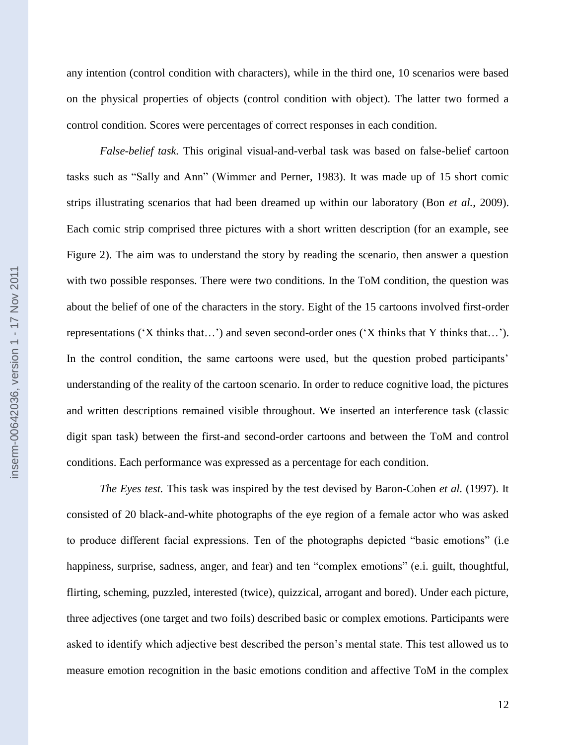any intention (control condition with characters), while in the third one, 10 scenarios were based on the physical properties of objects (control condition with object). The latter two formed a control condition. Scores were percentages of correct responses in each condition.

*False-belief task.* This original visual-and-verbal task was based on false-belief cartoon tasks such as "Sally and Ann" (Wimmer and Perner, 1983). It was made up of 15 short comic strips illustrating scenarios that had been dreamed up within our laboratory (Bon *et al.*, 2009). Each comic strip comprised three pictures with a short written description (for an example, see Figure 2). The aim was to understand the story by reading the scenario, then answer a question with two possible responses. There were two conditions. In the ToM condition, the question was about the belief of one of the characters in the story. Eight of the 15 cartoons involved first-order representations ('X thinks that…') and seven second-order ones ('X thinks that Y thinks that…'). In the control condition, the same cartoons were used, but the question probed participants' understanding of the reality of the cartoon scenario. In order to reduce cognitive load, the pictures and written descriptions remained visible throughout. We inserted an interference task (classic digit span task) between the first-and second-order cartoons and between the ToM and control conditions. Each performance was expressed as a percentage for each condition.

*The Eyes test.* This task was inspired by the test devised by Baron-Cohen *et al.* (1997). It consisted of 20 black-and-white photographs of the eye region of a female actor who was asked to produce different facial expressions. Ten of the photographs depicted "basic emotions" (i.e happiness, surprise, sadness, anger, and fear) and ten "complex emotions" (e.i. guilt, thoughtful, flirting, scheming, puzzled, interested (twice), quizzical, arrogant and bored). Under each picture, three adjectives (one target and two foils) described basic or complex emotions. Participants were asked to identify which adjective best described the person's mental state. This test allowed us to measure emotion recognition in the basic emotions condition and affective ToM in the complex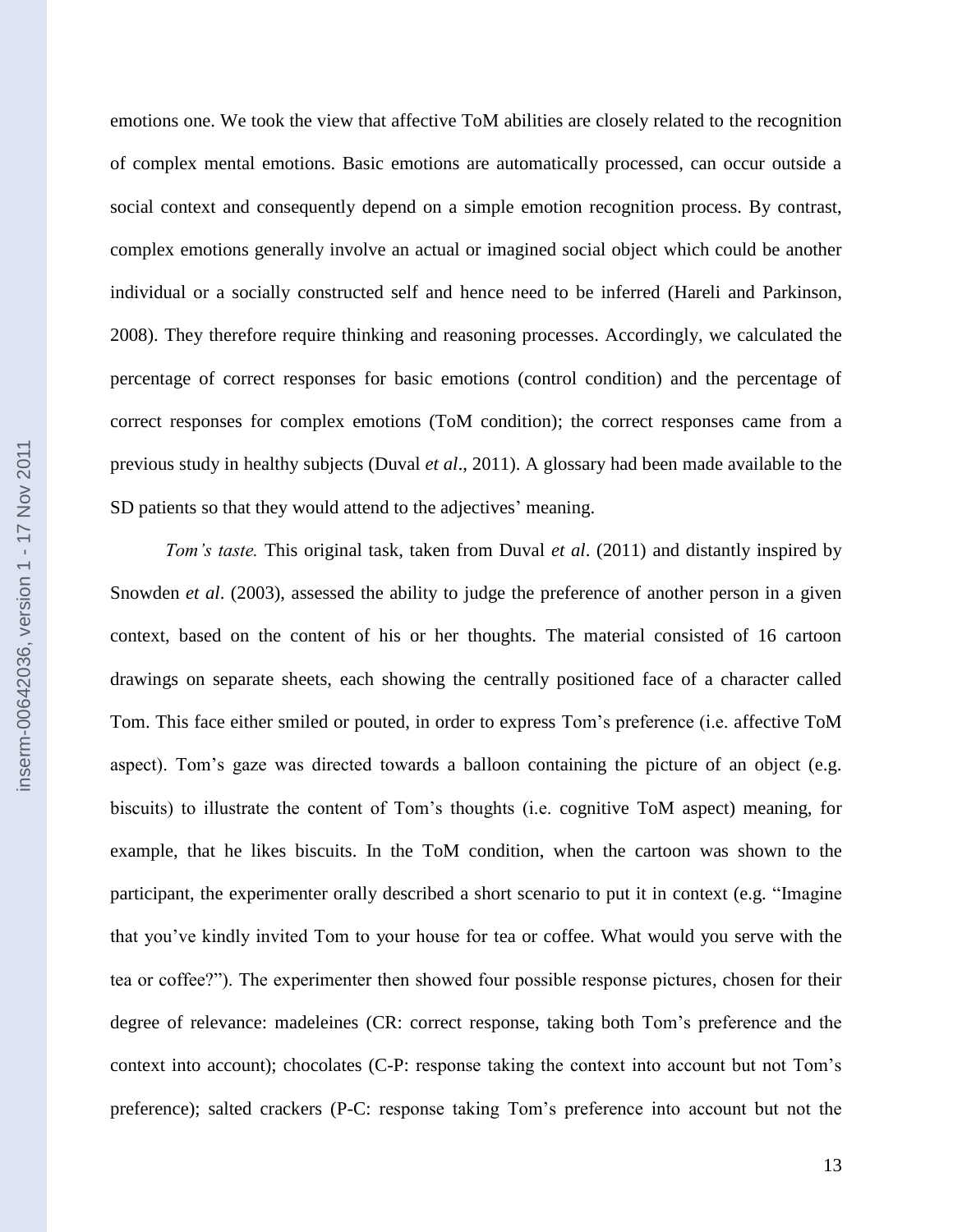emotions one. We took the view that affective ToM abilities are closely related to the recognition of complex mental emotions. Basic emotions are automatically processed, can occur outside a social context and consequently depend on a simple emotion recognition process. By contrast, complex emotions generally involve an actual or imagined social object which could be another individual or a socially constructed self and hence need to be inferred (Hareli and Parkinson, 2008). They therefore require thinking and reasoning processes. Accordingly, we calculated the percentage of correct responses for basic emotions (control condition) and the percentage of correct responses for complex emotions (ToM condition); the correct responses came from a previous study in healthy subjects (Duval *et al*., 2011). A glossary had been made available to the SD patients so that they would attend to the adjectives' meaning.

*Tom's taste.* This original task, taken from Duval *et al*. (2011) and distantly inspired by Snowden *et al*. (2003), assessed the ability to judge the preference of another person in a given context, based on the content of his or her thoughts. The material consisted of 16 cartoon drawings on separate sheets, each showing the centrally positioned face of a character called Tom. This face either smiled or pouted, in order to express Tom's preference (i.e. affective ToM aspect). Tom's gaze was directed towards a balloon containing the picture of an object (e.g. biscuits) to illustrate the content of Tom's thoughts (i.e. cognitive ToM aspect) meaning, for example, that he likes biscuits. In the ToM condition, when the cartoon was shown to the participant, the experimenter orally described a short scenario to put it in context (e.g. "Imagine that you've kindly invited Tom to your house for tea or coffee. What would you serve with the tea or coffee?"). The experimenter then showed four possible response pictures, chosen for their degree of relevance: madeleines (CR: correct response, taking both Tom's preference and the context into account); chocolates (C-P: response taking the context into account but not Tom's preference); salted crackers (P-C: response taking Tom's preference into account but not the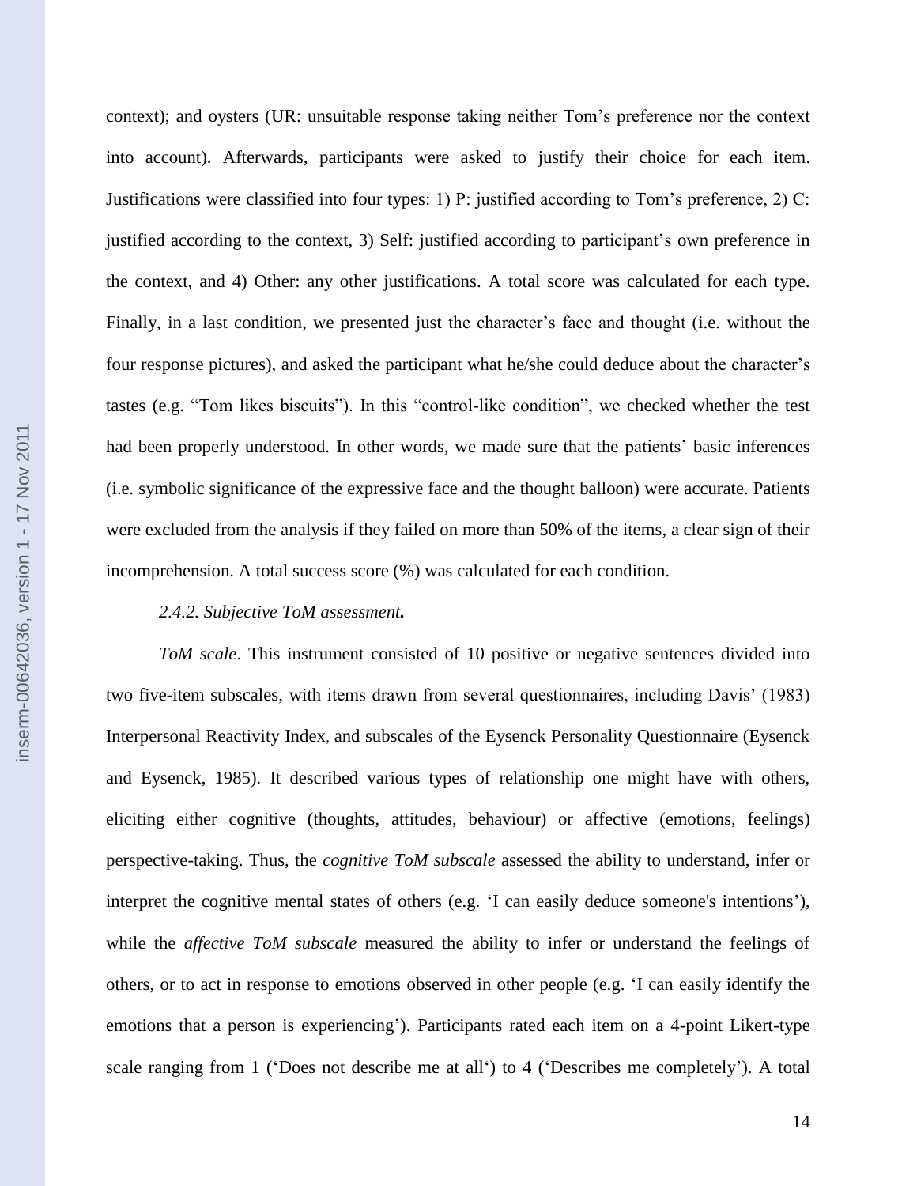context); and oysters (UR: unsuitable response taking neither Tom's preference nor the context into account). Afterwards, participants were asked to justify their choice for each item. Justifications were classified into four types: 1) P: justified according to Tom's preference, 2) C: justified according to the context, 3) Self: justified according to participant's own preference in the context, and 4) Other: any other justifications. A total score was calculated for each type. Finally, in a last condition, we presented just the character's face and thought (i.e. without the four response pictures), and asked the participant what he/she could deduce about the character's tastes (e.g. "Tom likes biscuits"). In this "control-like condition", we checked whether the test had been properly understood. In other words, we made sure that the patients' basic inferences (i.e. symbolic significance of the expressive face and the thought balloon) were accurate. Patients were excluded from the analysis if they failed on more than 50% of the items, a clear sign of their incomprehension. A total success score (%) was calculated for each condition.

#### *2.4.2. Subjective ToM assessment.*

*ToM scale*. This instrument consisted of 10 positive or negative sentences divided into two five-item subscales, with items drawn from several questionnaires, including Davis' (1983) Interpersonal Reactivity Index, and subscales of the Eysenck Personality Questionnaire (Eysenck and Eysenck, 1985). It described various types of relationship one might have with others, eliciting either cognitive (thoughts, attitudes, behaviour) or affective (emotions, feelings) perspective-taking. Thus, the *cognitive ToM subscale* assessed the ability to understand, infer or interpret the cognitive mental states of others (e.g. 'I can easily deduce someone's intentions'), while the *affective ToM subscale* measured the ability to infer or understand the feelings of others, or to act in response to emotions observed in other people (e.g. 'I can easily identify the emotions that a person is experiencing'). Participants rated each item on a 4-point Likert-type scale ranging from 1 ('Does not describe me at all') to 4 ('Describes me completely'). A total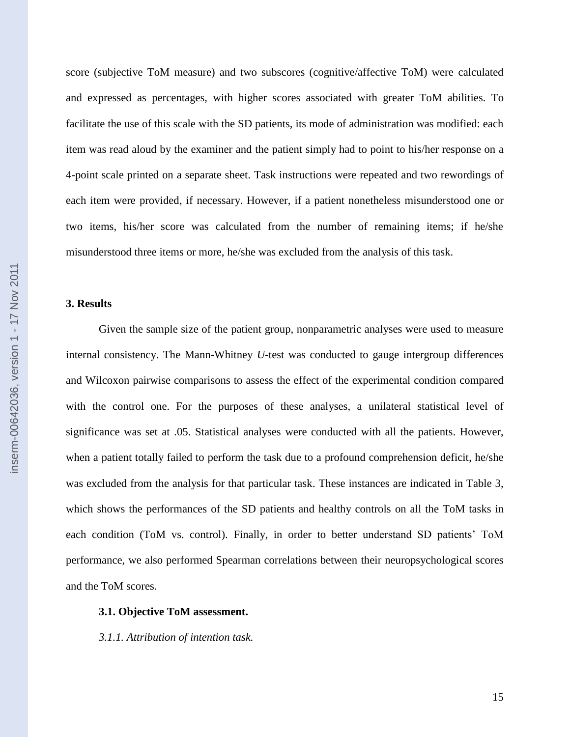score (subjective ToM measure) and two subscores (cognitive/affective ToM) were calculated and expressed as percentages, with higher scores associated with greater ToM abilities. To facilitate the use of this scale with the SD patients, its mode of administration was modified: each item was read aloud by the examiner and the patient simply had to point to his/her response on a 4-point scale printed on a separate sheet. Task instructions were repeated and two rewordings of each item were provided, if necessary. However, if a patient nonetheless misunderstood one or two items, his/her score was calculated from the number of remaining items; if he/she misunderstood three items or more, he/she was excluded from the analysis of this task.

## 3. Results

Given the sample size of the patient group, nonparametric analyses were used to measure internal consistency. The Mann-Whitney *U*-test was conducted to gauge intergroup differences and Wilcoxon pairwise comparisons to assess the effect of the experimental condition compared with the control one. For the purposes of these analyses, a unilateral statistical level of significance was set at .05. Statistical analyses were conducted with all the patients. However, when a patient totally failed to perform the task due to a profound comprehension deficit, he/she was excluded from the analysis for that particular task. These instances are indicated in Table 3, which shows the performances of the SD patients and healthy controls on all the ToM tasks in each condition (ToM vs. control). Finally, in order to better understand SD patients' ToM performance, we also performed Spearman correlations between their neuropsychological scores and the ToM scores.

### 3.1. Objective ToM assessment.

#### *3.1.1. Attribution of intention task.*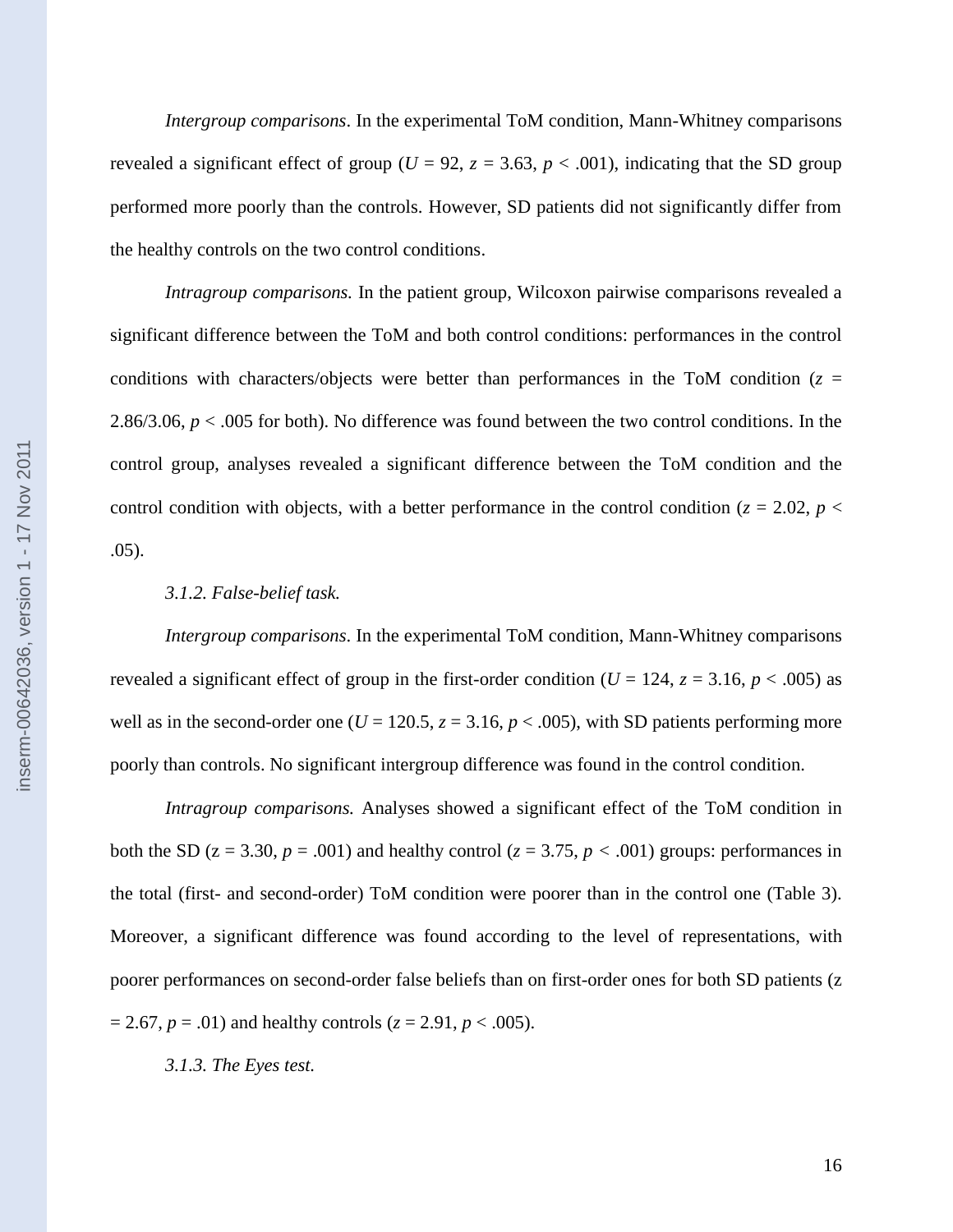*Intergroup comparisons*. In the experimental ToM condition, Mann-Whitney comparisons revealed a significant effect of group ($U = 92$, $z = 3.63$, $p < .001$), indicating that the SD group performed more poorly than the controls. However, SD patients did not significantly differ from the healthy controls on the two control conditions.

*Intragroup comparisons.* In the patient group, Wilcoxon pairwise comparisons revealed a significant difference between the ToM and both control conditions: performances in the control conditions with characters/objects were better than performances in the ToM condition ($z$ = 2.86/3.06, $p < .005$ for both). No difference was found between the two control conditions. In the control group, analyses revealed a significant difference between the ToM condition and the control condition with objects, with a better performance in the control condition ($z = 2.02$, $p < .05$).

### *3.1.2. False-belief task.*

*Intergroup comparisons*. In the experimental ToM condition, Mann-Whitney comparisons revealed a significant effect of group in the first-order condition ($U = 124$, $z = 3.16$, $p < .005$) as well as in the second-order one ($U = 120.5$, $z = 3.16$, $p < .005$), with SD patients performing more poorly than controls. No significant intergroup difference was found in the control condition.

*Intragroup comparisons.* Analyses showed a significant effect of the ToM condition in both the SD ($z = 3.30$, $p = .001$) and healthy control ($z = 3.75$, $p < .001$) groups: performances in the total (first- and second-order) ToM condition were poorer than in the control one (Table 3). Moreover, a significant difference was found according to the level of representations, with poorer performances on second-order false beliefs than on first-order ones for both SD patients ($z = 2.67$, $p = .01$) and healthy controls ($z = 2.91$, $p < .005$).

### *3.1.3. The Eyes test.*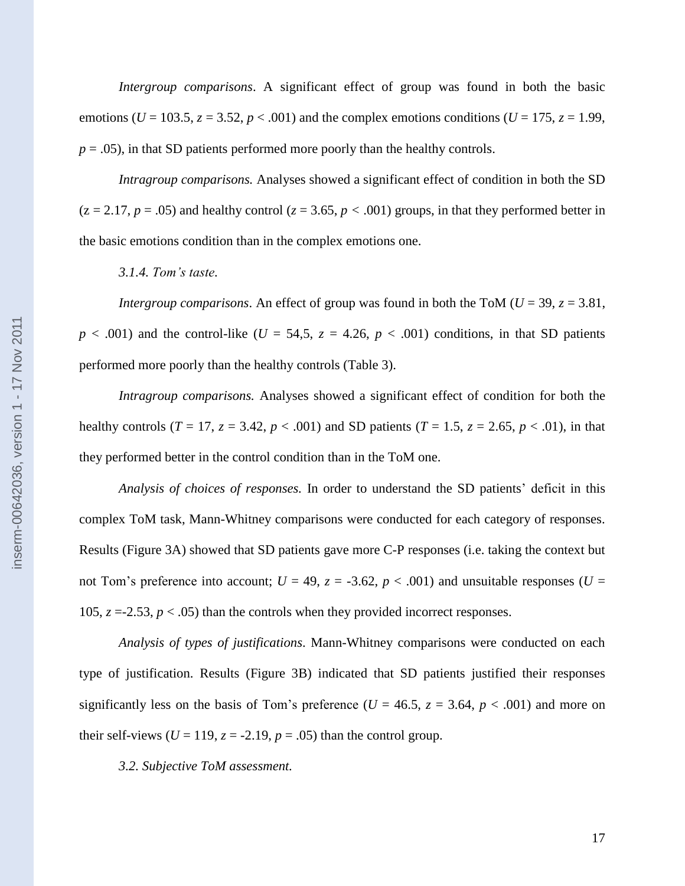*Intergroup comparisons*. A significant effect of group was found in both the basic emotions ($U$ = 103.5, $z$ = 3.52, $p$ < .001) and the complex emotions conditions ($U$ = 175, $z$ = 1.99, $p$ = .05), in that SD patients performed more poorly than the healthy controls.

*Intragroup comparisons.* Analyses showed a significant effect of condition in both the SD (z = 2.17, $p$ = .05) and healthy control ($z$ = 3.65, $p$ < .001) groups, in that they performed better in the basic emotions condition than in the complex emotions one.

*3.1.4. Tom's taste.*

*Intergroup comparisons*. An effect of group was found in both the ToM ($U$ = 39, $z$ = 3.81, $p$ < .001) and the control-like ($U$ = 54,5, $z$ = 4.26, $p$ < .001) conditions, in that SD patients performed more poorly than the healthy controls (Table 3).

*Intragroup comparisons.* Analyses showed a significant effect of condition for both the healthy controls ($T$ = 17, $z$ = 3.42, $p$ < .001) and SD patients ($T$ = 1.5, $z$ = 2.65, $p$ < .01), in that they performed better in the control condition than in the ToM one.

*Analysis of choices of responses.* In order to understand the SD patients' deficit in this complex ToM task, Mann-Whitney comparisons were conducted for each category of responses. Results (Figure 3A) showed that SD patients gave more C-P responses (i.e. taking the context but not Tom's preference into account; $U$ = 49, $z$ = -3.62, $p$ < .001) and unsuitable responses ($U$ = 105, $z$ =-2.53, $p$ < .05) than the controls when they provided incorrect responses.

*Analysis of types of justifications*. Mann-Whitney comparisons were conducted on each type of justification. Results (Figure 3B) indicated that SD patients justified their responses significantly less on the basis of Tom's preference ($U$ = 46.5, $z$ = 3.64, $p$ < .001) and more on their self-views ($U$ = 119, $z$ = -2.19, $p$ = .05) than the control group.

*3.2. Subjective ToM assessment.*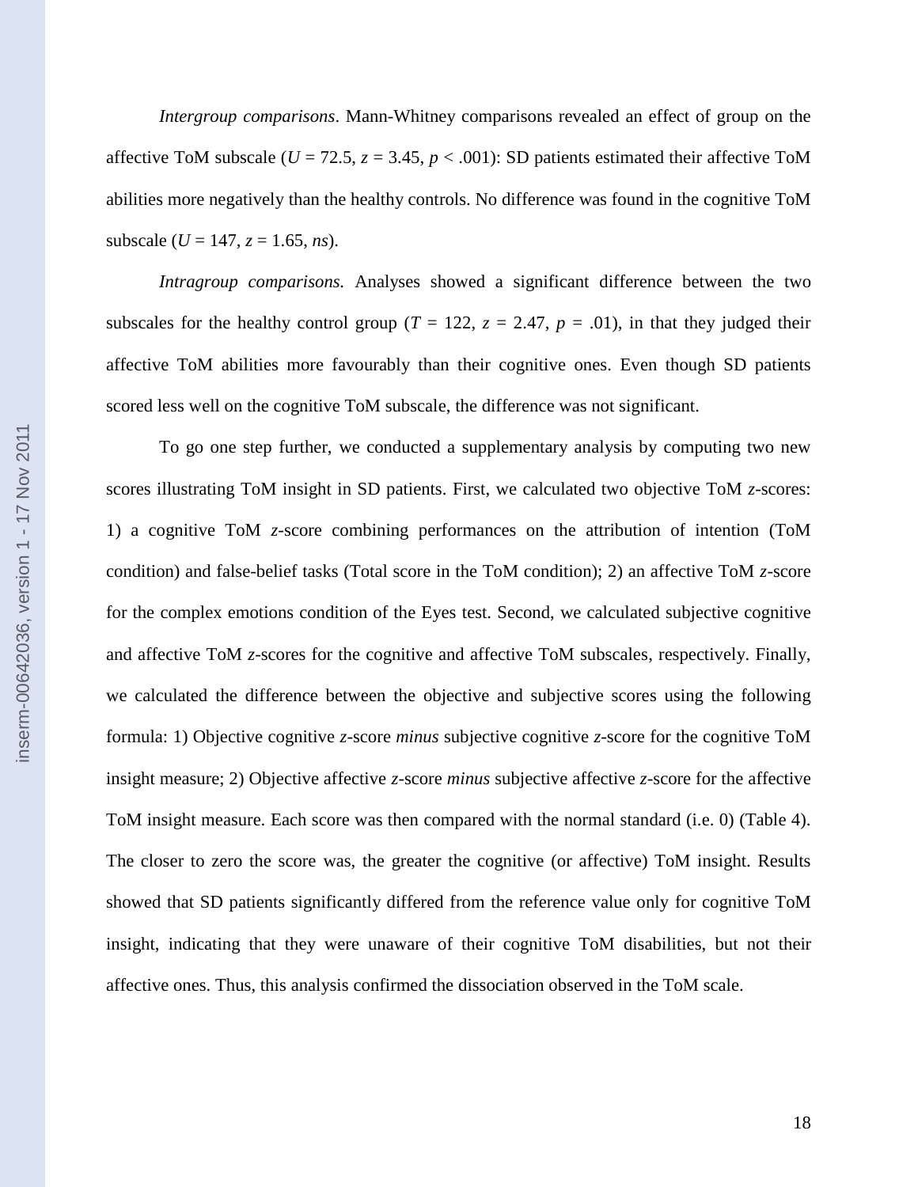*Intergroup comparisons*. Mann-Whitney comparisons revealed an effect of group on the affective ToM subscale ($U = 72.5$, $z = 3.45$, $p < .001$): SD patients estimated their affective ToM abilities more negatively than the healthy controls. No difference was found in the cognitive ToM subscale ($U = 147$, $z = 1.65$, *ns*).

*Intragroup comparisons.* Analyses showed a significant difference between the two subscales for the healthy control group ($T = 122$, $z = 2.47$, $p = .01$), in that they judged their affective ToM abilities more favourably than their cognitive ones. Even though SD patients scored less well on the cognitive ToM subscale, the difference was not significant.

To go one step further, we conducted a supplementary analysis by computing two new scores illustrating ToM insight in SD patients. First, we calculated two objective ToM *z*-scores: 1) a cognitive ToM *z*-score combining performances on the attribution of intention (ToM condition) and false-belief tasks (Total score in the ToM condition); 2) an affective ToM *z*-score for the complex emotions condition of the Eyes test. Second, we calculated subjective cognitive and affective ToM *z*-scores for the cognitive and affective ToM subscales, respectively. Finally, we calculated the difference between the objective and subjective scores using the following formula: 1) Objective cognitive *z*-score *minus* subjective cognitive *z*-score for the cognitive ToM insight measure; 2) Objective affective *z*-score *minus* subjective affective *z*-score for the affective ToM insight measure. Each score was then compared with the normal standard (i.e. 0) (Table 4). The closer to zero the score was, the greater the cognitive (or affective) ToM insight. Results showed that SD patients significantly differed from the reference value only for cognitive ToM insight, indicating that they were unaware of their cognitive ToM disabilities, but not their affective ones. Thus, this analysis confirmed the dissociation observed in the ToM scale.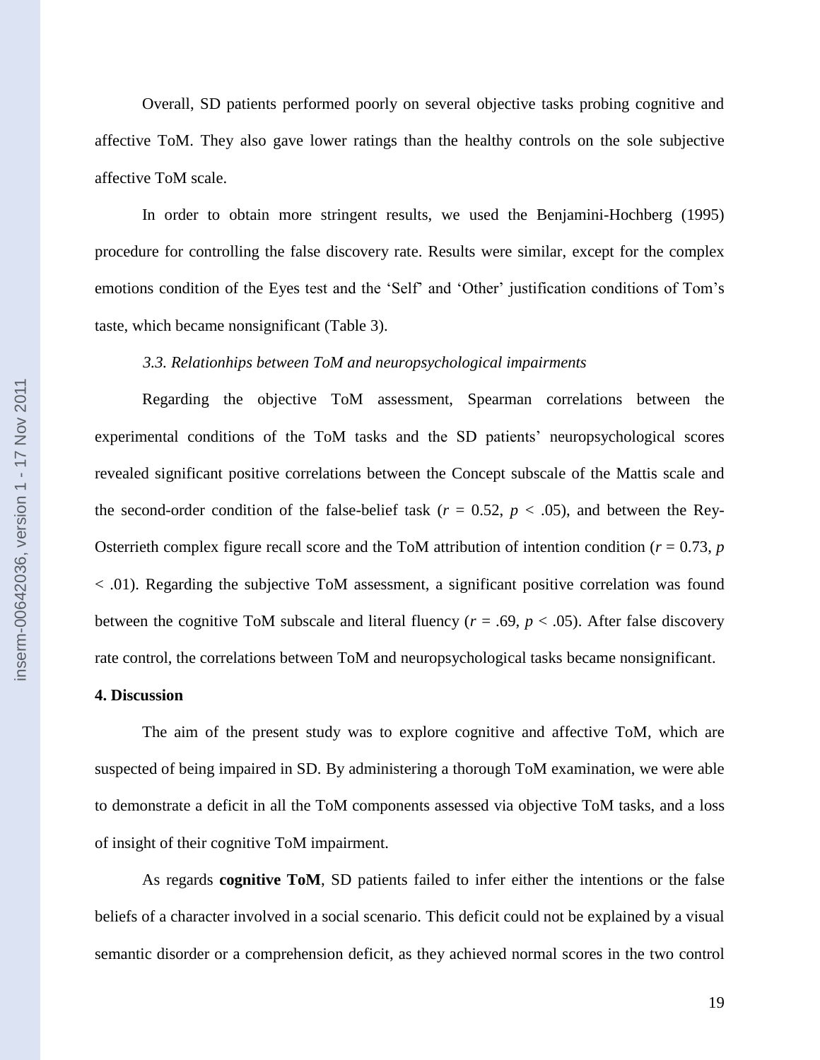Overall, SD patients performed poorly on several objective tasks probing cognitive and affective ToM. They also gave lower ratings than the healthy controls on the sole subjective affective ToM scale.

In order to obtain more stringent results, we used the Benjamini-Hochberg (1995) procedure for controlling the false discovery rate. Results were similar, except for the complex emotions condition of the Eyes test and the 'Self' and 'Other' justification conditions of Tom's taste, which became nonsignificant (Table 3).

*3.3. Relationhips between ToM and neuropsychological impairments*

Regarding the objective ToM assessment, Spearman correlations between the experimental conditions of the ToM tasks and the SD patients' neuropsychological scores revealed significant positive correlations between the Concept subscale of the Mattis scale and the second-order condition of the false-belief task ($r$ = 0.52, $p$ < .05), and between the Rey-Osterrieth complex figure recall score and the ToM attribution of intention condition ($r$ = 0.73, $p$ < .01). Regarding the subjective ToM assessment, a significant positive correlation was found between the cognitive ToM subscale and literal fluency ($r$ = .69, $p$ < .05). After false discovery rate control, the correlations between ToM and neuropsychological tasks became nonsignificant.

## 4. Discussion

The aim of the present study was to explore cognitive and affective ToM, which are suspected of being impaired in SD. By administering a thorough ToM examination, we were able to demonstrate a deficit in all the ToM components assessed via objective ToM tasks, and a loss of insight of their cognitive ToM impairment.

As regards **cognitive ToM**, SD patients failed to infer either the intentions or the false beliefs of a character involved in a social scenario. This deficit could not be explained by a visual semantic disorder or a comprehension deficit, as they achieved normal scores in the two control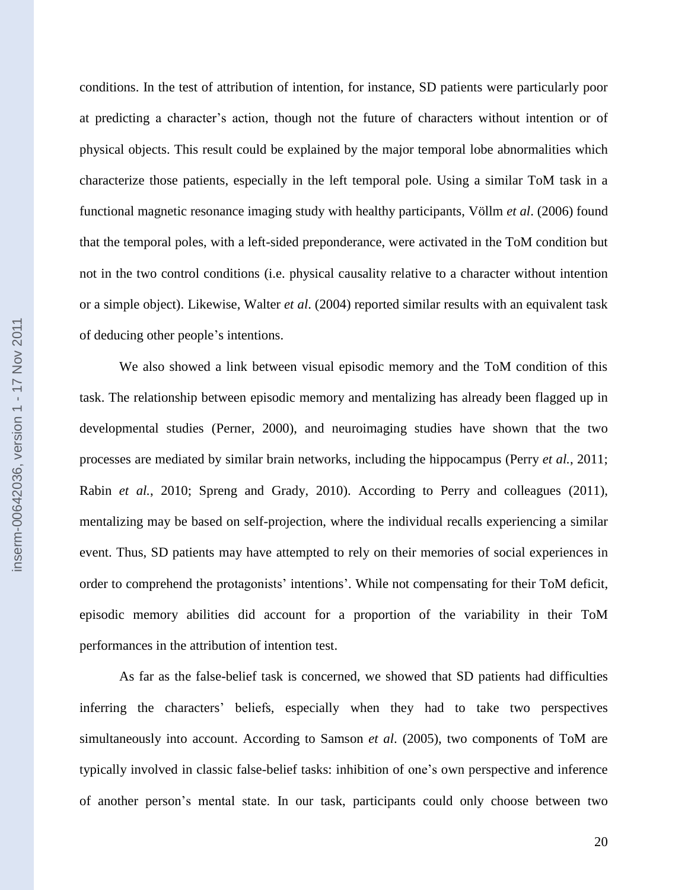conditions. In the test of attribution of intention, for instance, SD patients were particularly poor at predicting a character's action, though not the future of characters without intention or of physical objects. This result could be explained by the major temporal lobe abnormalities which characterize those patients, especially in the left temporal pole. Using a similar ToM task in a functional magnetic resonance imaging study with healthy participants, Völlm *et al*. (2006) found that the temporal poles, with a left-sided preponderance, were activated in the ToM condition but not in the two control conditions (i.e. physical causality relative to a character without intention or a simple object). Likewise, Walter *et al*. (2004) reported similar results with an equivalent task of deducing other people's intentions.

We also showed a link between visual episodic memory and the ToM condition of this task. The relationship between episodic memory and mentalizing has already been flagged up in developmental studies (Perner, 2000), and neuroimaging studies have shown that the two processes are mediated by similar brain networks, including the hippocampus (Perry *et al.*, 2011; Rabin *et al.*, 2010; Spreng and Grady, 2010). According to Perry and colleagues (2011), mentalizing may be based on self-projection, where the individual recalls experiencing a similar event. Thus, SD patients may have attempted to rely on their memories of social experiences in order to comprehend the protagonists' intentions'. While not compensating for their ToM deficit, episodic memory abilities did account for a proportion of the variability in their ToM performances in the attribution of intention test.

As far as the false-belief task is concerned, we showed that SD patients had difficulties inferring the characters' beliefs, especially when they had to take two perspectives simultaneously into account. According to Samson *et al*. (2005), two components of ToM are typically involved in classic false-belief tasks: inhibition of one's own perspective and inference of another person's mental state. In our task, participants could only choose between two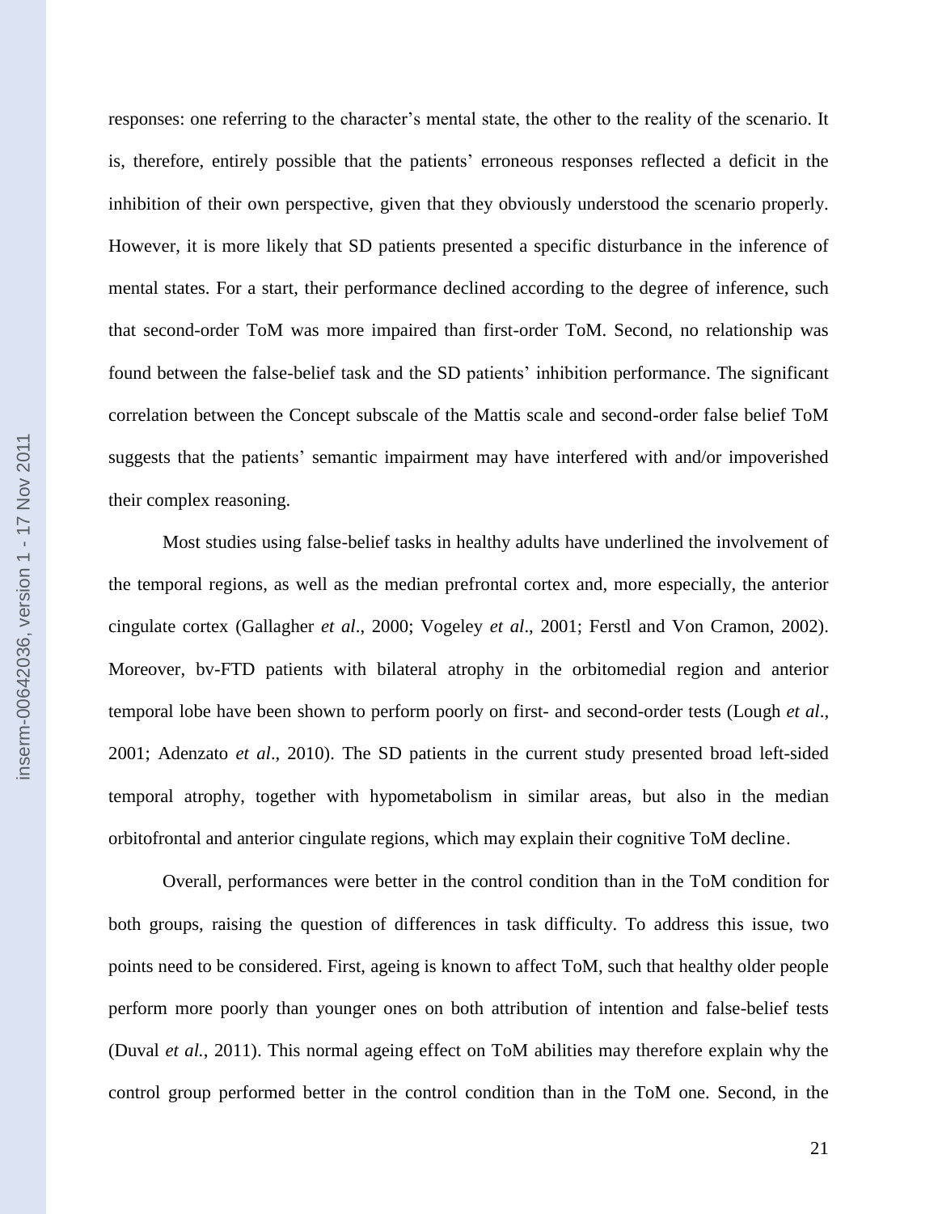responses: one referring to the character's mental state, the other to the reality of the scenario. It is, therefore, entirely possible that the patients' erroneous responses reflected a deficit in the inhibition of their own perspective, given that they obviously understood the scenario properly. However, it is more likely that SD patients presented a specific disturbance in the inference of mental states. For a start, their performance declined according to the degree of inference, such that second-order ToM was more impaired than first-order ToM. Second, no relationship was found between the false-belief task and the SD patients' inhibition performance. The significant correlation between the Concept subscale of the Mattis scale and second-order false belief ToM suggests that the patients' semantic impairment may have interfered with and/or impoverished their complex reasoning.

Most studies using false-belief tasks in healthy adults have underlined the involvement of the temporal regions, as well as the median prefrontal cortex and, more especially, the anterior cingulate cortex (Gallagher *et al*., 2000; Vogeley *et al*., 2001; Ferstl and Von Cramon, 2002). Moreover, bv-FTD patients with bilateral atrophy in the orbitomedial region and anterior temporal lobe have been shown to perform poorly on first- and second-order tests (Lough *et al*., 2001; Adenzato *et al*., 2010). The SD patients in the current study presented broad left-sided temporal atrophy, together with hypometabolism in similar areas, but also in the median orbitofrontal and anterior cingulate regions, which may explain their cognitive ToM decline.

Overall, performances were better in the control condition than in the ToM condition for both groups, raising the question of differences in task difficulty. To address this issue, two points need to be considered. First, ageing is known to affect ToM, such that healthy older people perform more poorly than younger ones on both attribution of intention and false-belief tests (Duval *et al.*, 2011). This normal ageing effect on ToM abilities may therefore explain why the control group performed better in the control condition than in the ToM one. Second, in the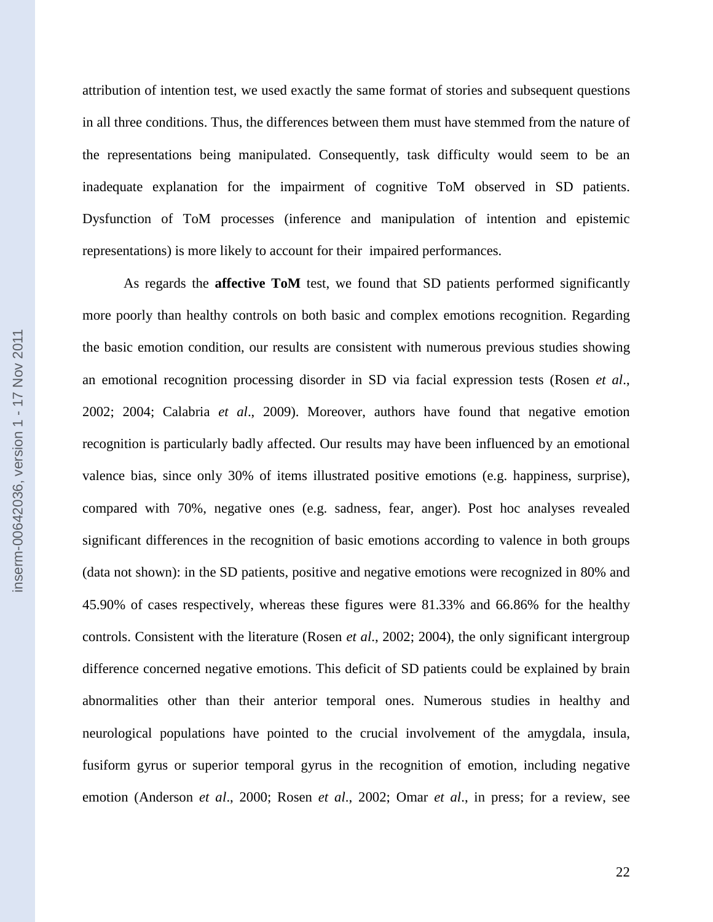attribution of intention test, we used exactly the same format of stories and subsequent questions in all three conditions. Thus, the differences between them must have stemmed from the nature of the representations being manipulated. Consequently, task difficulty would seem to be an inadequate explanation for the impairment of cognitive ToM observed in SD patients. Dysfunction of ToM processes (inference and manipulation of intention and epistemic representations) is more likely to account for their impaired performances.

As regards the **affective ToM** test, we found that SD patients performed significantly more poorly than healthy controls on both basic and complex emotions recognition. Regarding the basic emotion condition, our results are consistent with numerous previous studies showing an emotional recognition processing disorder in SD via facial expression tests (Rosen *et al*., 2002; 2004; Calabria *et al*., 2009). Moreover, authors have found that negative emotion recognition is particularly badly affected. Our results may have been influenced by an emotional valence bias, since only 30% of items illustrated positive emotions (e.g. happiness, surprise), compared with 70%, negative ones (e.g. sadness, fear, anger). Post hoc analyses revealed significant differences in the recognition of basic emotions according to valence in both groups (data not shown): in the SD patients, positive and negative emotions were recognized in 80% and 45.90% of cases respectively, whereas these figures were 81.33% and 66.86% for the healthy controls. Consistent with the literature (Rosen *et al*., 2002; 2004), the only significant intergroup difference concerned negative emotions. This deficit of SD patients could be explained by brain abnormalities other than their anterior temporal ones. Numerous studies in healthy and neurological populations have pointed to the crucial involvement of the amygdala, insula, fusiform gyrus or superior temporal gyrus in the recognition of emotion, including negative emotion (Anderson *et al*., 2000; Rosen *et al*., 2002; Omar *et al*., in press; for a review, see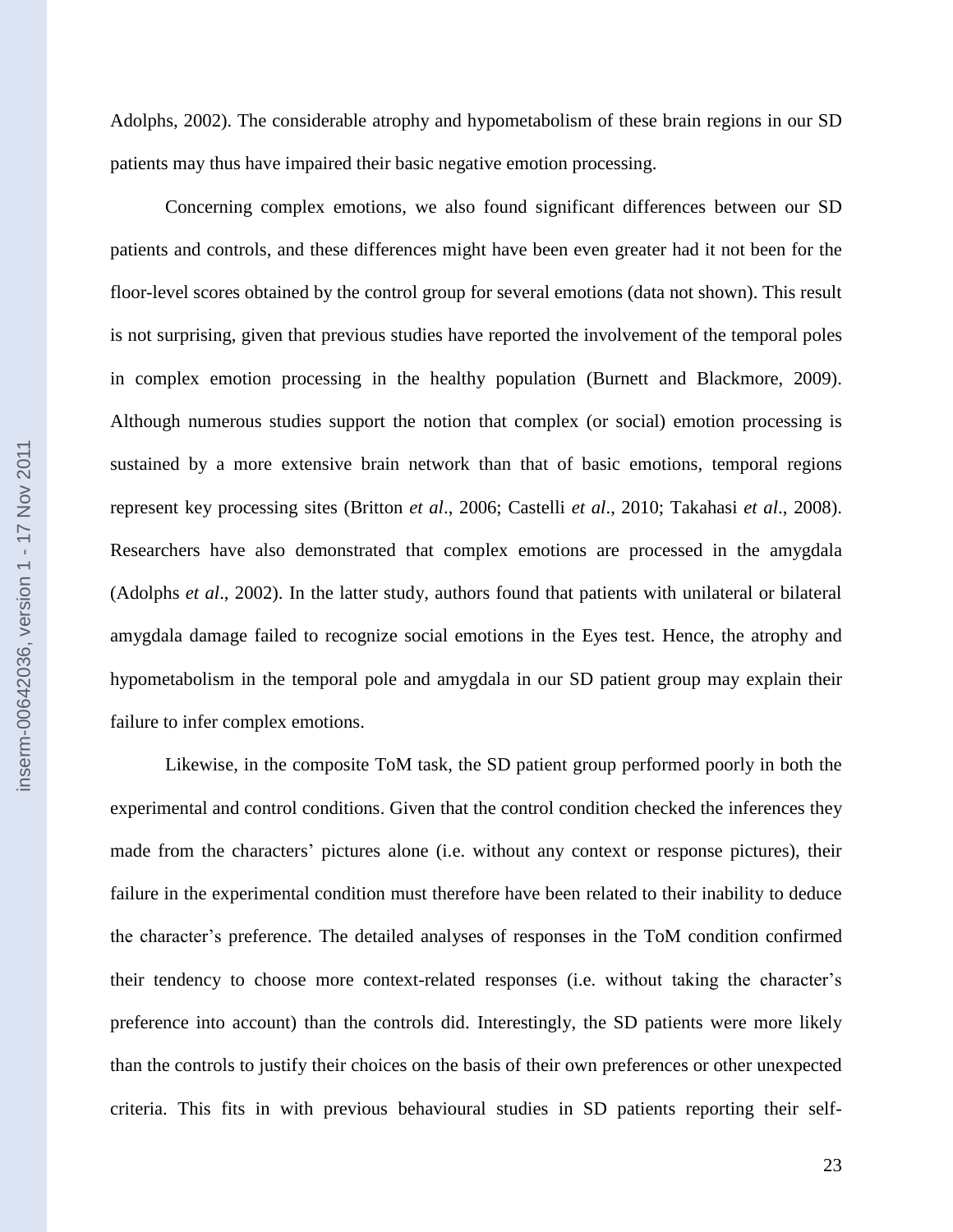Adolphs, 2002). The considerable atrophy and hypometabolism of these brain regions in our SD patients may thus have impaired their basic negative emotion processing.

Concerning complex emotions, we also found significant differences between our SD patients and controls, and these differences might have been even greater had it not been for the floor-level scores obtained by the control group for several emotions (data not shown). This result is not surprising, given that previous studies have reported the involvement of the temporal poles in complex emotion processing in the healthy population (Burnett and Blackmore, 2009). Although numerous studies support the notion that complex (or social) emotion processing is sustained by a more extensive brain network than that of basic emotions, temporal regions represent key processing sites (Britton *et al*., 2006; Castelli *et al*., 2010; Takahasi *et al*., 2008). Researchers have also demonstrated that complex emotions are processed in the amygdala (Adolphs *et al*., 2002). In the latter study, authors found that patients with unilateral or bilateral amygdala damage failed to recognize social emotions in the Eyes test. Hence, the atrophy and hypometabolism in the temporal pole and amygdala in our SD patient group may explain their failure to infer complex emotions.

Likewise, in the composite ToM task, the SD patient group performed poorly in both the experimental and control conditions. Given that the control condition checked the inferences they made from the characters' pictures alone (i.e. without any context or response pictures), their failure in the experimental condition must therefore have been related to their inability to deduce the character's preference. The detailed analyses of responses in the ToM condition confirmed their tendency to choose more context-related responses (i.e. without taking the character's preference into account) than the controls did. Interestingly, the SD patients were more likely than the controls to justify their choices on the basis of their own preferences or other unexpected criteria. This fits in with previous behavioural studies in SD patients reporting their self-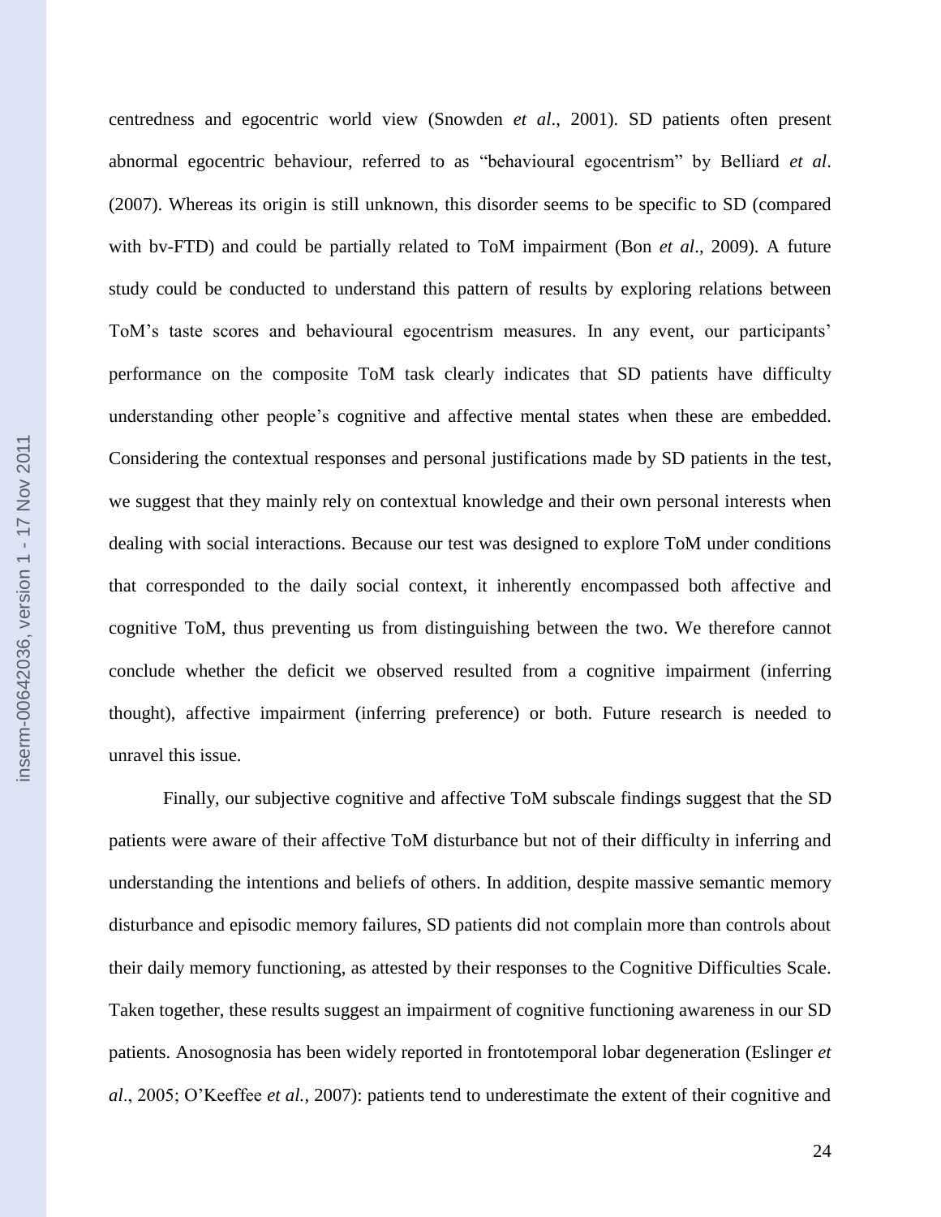centredness and egocentric world view (Snowden *et al*., 2001). SD patients often present abnormal egocentric behaviour, referred to as "behavioural egocentrism" by Belliard *et al*. (2007). Whereas its origin is still unknown, this disorder seems to be specific to SD (compared with bv-FTD) and could be partially related to ToM impairment (Bon *et al*., 2009). A future study could be conducted to understand this pattern of results by exploring relations between ToM's taste scores and behavioural egocentrism measures. In any event, our participants' performance on the composite ToM task clearly indicates that SD patients have difficulty understanding other people's cognitive and affective mental states when these are embedded. Considering the contextual responses and personal justifications made by SD patients in the test, we suggest that they mainly rely on contextual knowledge and their own personal interests when dealing with social interactions. Because our test was designed to explore ToM under conditions that corresponded to the daily social context, it inherently encompassed both affective and cognitive ToM, thus preventing us from distinguishing between the two. We therefore cannot conclude whether the deficit we observed resulted from a cognitive impairment (inferring thought), affective impairment (inferring preference) or both. Future research is needed to unravel this issue.

Finally, our subjective cognitive and affective ToM subscale findings suggest that the SD patients were aware of their affective ToM disturbance but not of their difficulty in inferring and understanding the intentions and beliefs of others. In addition, despite massive semantic memory disturbance and episodic memory failures, SD patients did not complain more than controls about their daily memory functioning, as attested by their responses to the Cognitive Difficulties Scale. Taken together, these results suggest an impairment of cognitive functioning awareness in our SD patients. Anosognosia has been widely reported in frontotemporal lobar degeneration (Eslinger *et al*., 2005; O'Keeffee *et al.,* 2007): patients tend to underestimate the extent of their cognitive and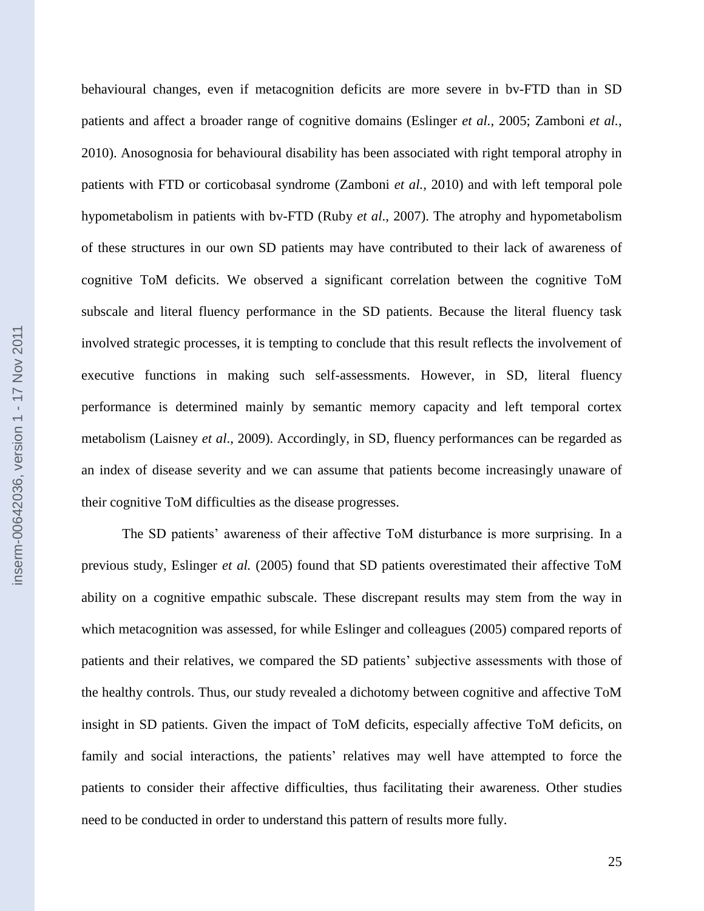behavioural changes, even if metacognition deficits are more severe in bv-FTD than in SD patients and affect a broader range of cognitive domains (Eslinger *et al.*, 2005; Zamboni *et al.*, 2010). Anosognosia for behavioural disability has been associated with right temporal atrophy in patients with FTD or corticobasal syndrome (Zamboni *et al.*, 2010) and with left temporal pole hypometabolism in patients with bv-FTD (Ruby *et al*., 2007). The atrophy and hypometabolism of these structures in our own SD patients may have contributed to their lack of awareness of cognitive ToM deficits. We observed a significant correlation between the cognitive ToM subscale and literal fluency performance in the SD patients. Because the literal fluency task involved strategic processes, it is tempting to conclude that this result reflects the involvement of executive functions in making such self-assessments. However, in SD, literal fluency performance is determined mainly by semantic memory capacity and left temporal cortex metabolism (Laisney *et al*., 2009). Accordingly, in SD, fluency performances can be regarded as an index of disease severity and we can assume that patients become increasingly unaware of their cognitive ToM difficulties as the disease progresses.

The SD patients' awareness of their affective ToM disturbance is more surprising. In a previous study, Eslinger *et al.* (2005) found that SD patients overestimated their affective ToM ability on a cognitive empathic subscale. These discrepant results may stem from the way in which metacognition was assessed, for while Eslinger and colleagues (2005) compared reports of patients and their relatives, we compared the SD patients' subjective assessments with those of the healthy controls. Thus, our study revealed a dichotomy between cognitive and affective ToM insight in SD patients. Given the impact of ToM deficits, especially affective ToM deficits, on family and social interactions, the patients' relatives may well have attempted to force the patients to consider their affective difficulties, thus facilitating their awareness. Other studies need to be conducted in order to understand this pattern of results more fully.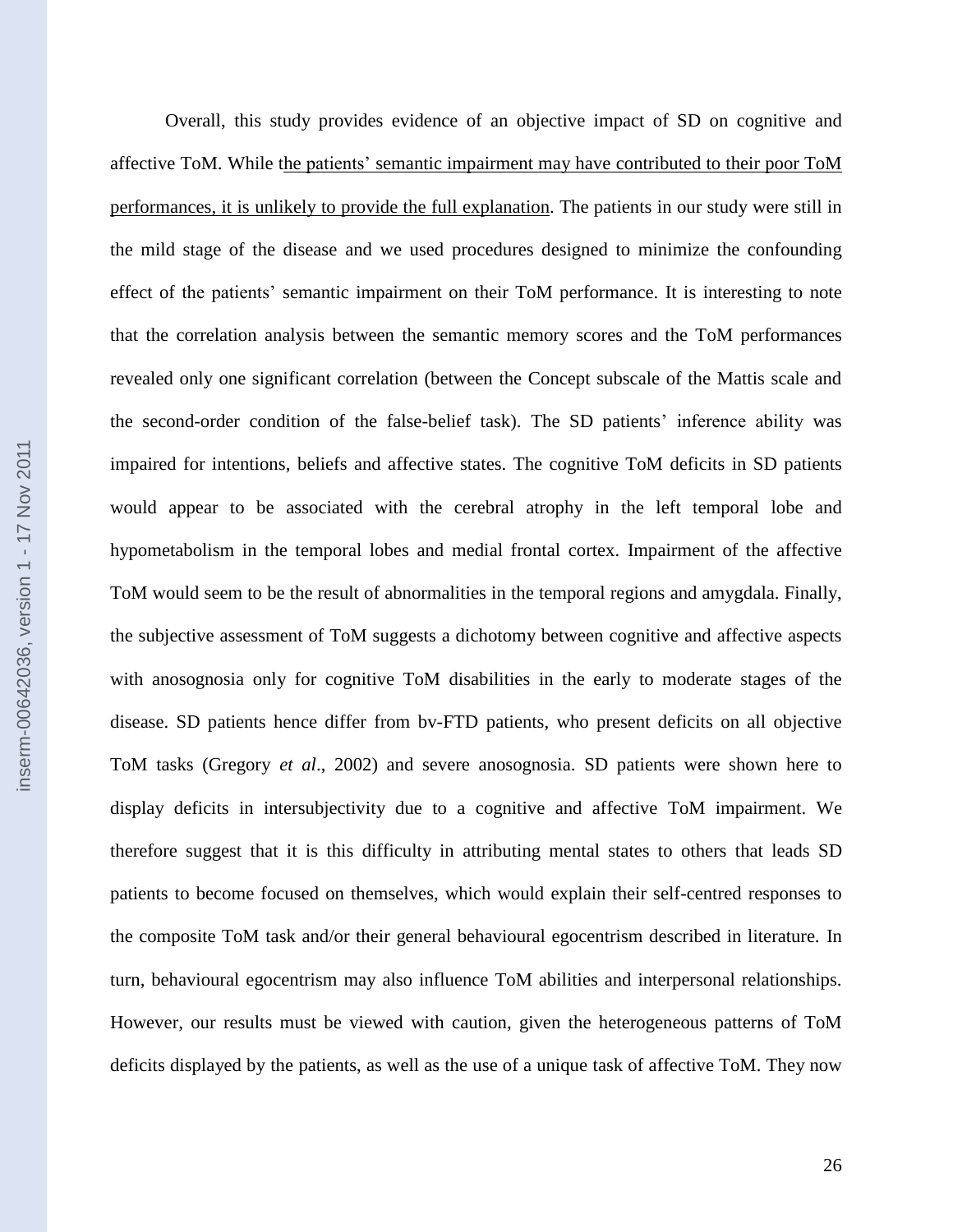Overall, this study provides evidence of an objective impact of SD on cognitive and affective ToM. While the patients' semantic impairment may have contributed to their poor ToM performances, it is unlikely to provide the full explanation. The patients in our study were still in the mild stage of the disease and we used procedures designed to minimize the confounding effect of the patients' semantic impairment on their ToM performance. It is interesting to note that the correlation analysis between the semantic memory scores and the ToM performances revealed only one significant correlation (between the Concept subscale of the Mattis scale and the second-order condition of the false-belief task). The SD patients' inference ability was impaired for intentions, beliefs and affective states. The cognitive ToM deficits in SD patients would appear to be associated with the cerebral atrophy in the left temporal lobe and hypometabolism in the temporal lobes and medial frontal cortex. Impairment of the affective ToM would seem to be the result of abnormalities in the temporal regions and amygdala. Finally, the subjective assessment of ToM suggests a dichotomy between cognitive and affective aspects with anosognosia only for cognitive ToM disabilities in the early to moderate stages of the disease. SD patients hence differ from bv-FTD patients, who present deficits on all objective ToM tasks (Gregory *et al*., 2002) and severe anosognosia. SD patients were shown here to display deficits in intersubjectivity due to a cognitive and affective ToM impairment. We therefore suggest that it is this difficulty in attributing mental states to others that leads SD patients to become focused on themselves, which would explain their self-centred responses to the composite ToM task and/or their general behavioural egocentrism described in literature. In turn, behavioural egocentrism may also influence ToM abilities and interpersonal relationships. However, our results must be viewed with caution, given the heterogeneous patterns of ToM deficits displayed by the patients, as well as the use of a unique task of affective ToM. They now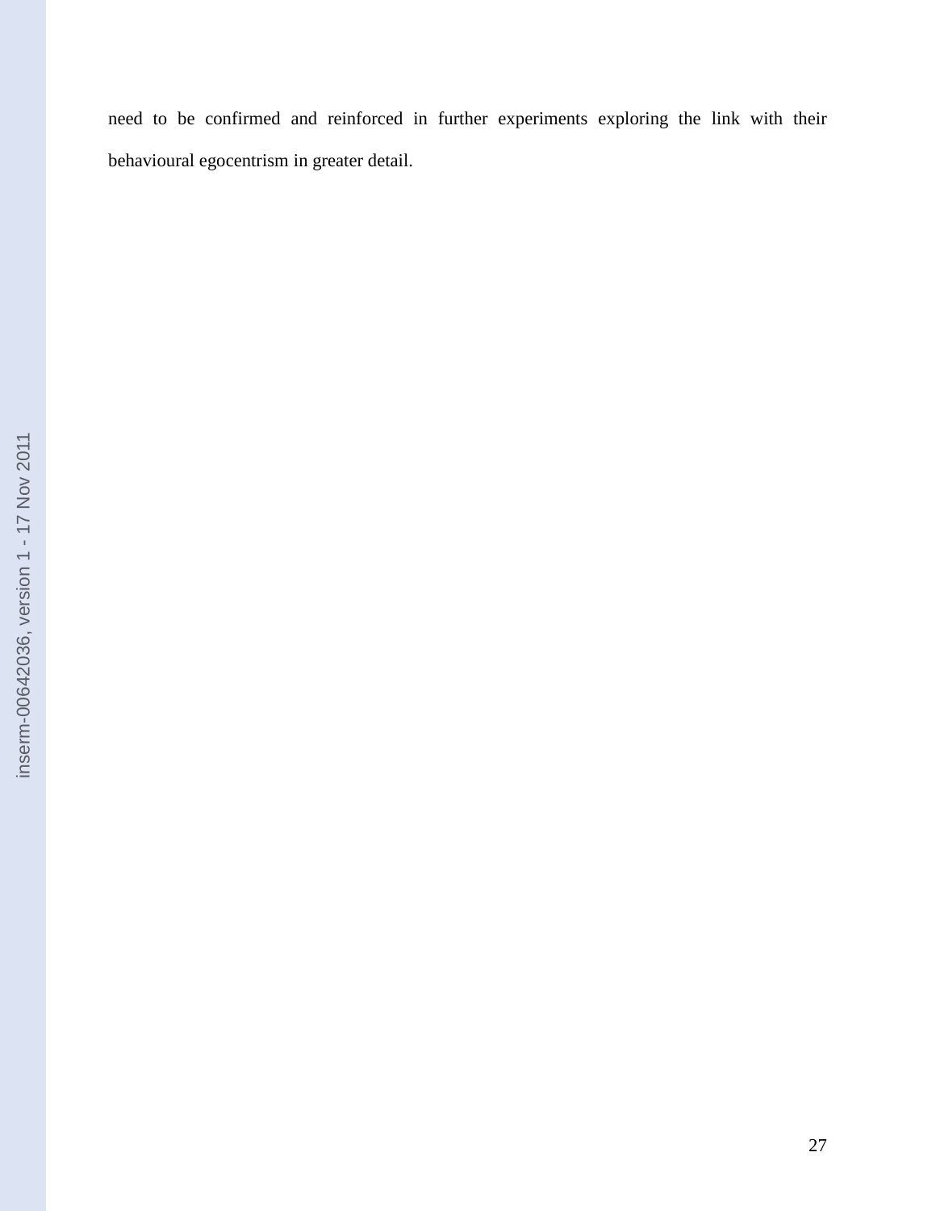need to be confirmed and reinforced in further experiments exploring the link with their behavioural egocentrism in greater detail.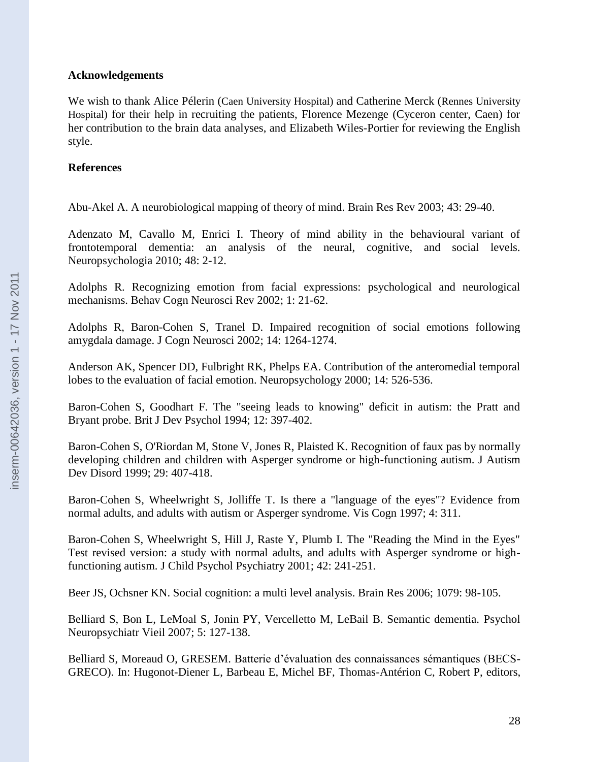**Acknowledgements**

We wish to thank Alice Pélerin (Caen University Hospital) and Catherine Merck (Rennes University Hospital) for their help in recruiting the patients, Florence Mezenge (Cyceron center, Caen) for her contribution to the brain data analyses, and Elizabeth Wiles-Portier for reviewing the English style.

**References**

Abu-Akel A. A neurobiological mapping of theory of mind. Brain Res Rev 2003; 43: 29-40.

Adenzato M, Cavallo M, Enrici I. Theory of mind ability in the behavioural variant of frontotemporal dementia: an analysis of the neural, cognitive, and social levels. Neuropsychologia 2010; 48: 2-12.

Adolphs R. Recognizing emotion from facial expressions: psychological and neurological mechanisms. Behav Cogn Neurosci Rev 2002; 1: 21-62.

Adolphs R, Baron-Cohen S, Tranel D. Impaired recognition of social emotions following amygdala damage. J Cogn Neurosci 2002; 14: 1264-1274.

Anderson AK, Spencer DD, Fulbright RK, Phelps EA. Contribution of the anteromedial temporal lobes to the evaluation of facial emotion. Neuropsychology 2000; 14: 526-536.

Baron-Cohen S, Goodhart F. The "seeing leads to knowing" deficit in autism: the Pratt and Bryant probe. Brit J Dev Psychol 1994; 12: 397-402.

Baron-Cohen S, O'Riordan M, Stone V, Jones R, Plaisted K. Recognition of faux pas by normally developing children and children with Asperger syndrome or high-functioning autism. J Autism Dev Disord 1999; 29: 407-418.

Baron-Cohen S, Wheelwright S, Jolliffe T. Is there a "language of the eyes"? Evidence from normal adults, and adults with autism or Asperger syndrome. Vis Cogn 1997; 4: 311.

Baron-Cohen S, Wheelwright S, Hill J, Raste Y, Plumb I. The "Reading the Mind in the Eyes" Test revised version: a study with normal adults, and adults with Asperger syndrome or high-functioning autism. J Child Psychol Psychiatry 2001; 42: 241-251.

Beer JS, Ochsner KN. Social cognition: a multi level analysis. Brain Res 2006; 1079: 98-105.

Belliard S, Bon L, LeMoal S, Jonin PY, Vercelletto M, LeBail B. Semantic dementia. Psychol Neuropsychiatr Vieil 2007; 5: 127-138.

Belliard S, Moreaud O, GRESEM. Batterie d'évaluation des connaissances sémantiques (BECS-GRECO). In: Hugonot-Diener L, Barbeau E, Michel BF, Thomas-Antérion C, Robert P, editors,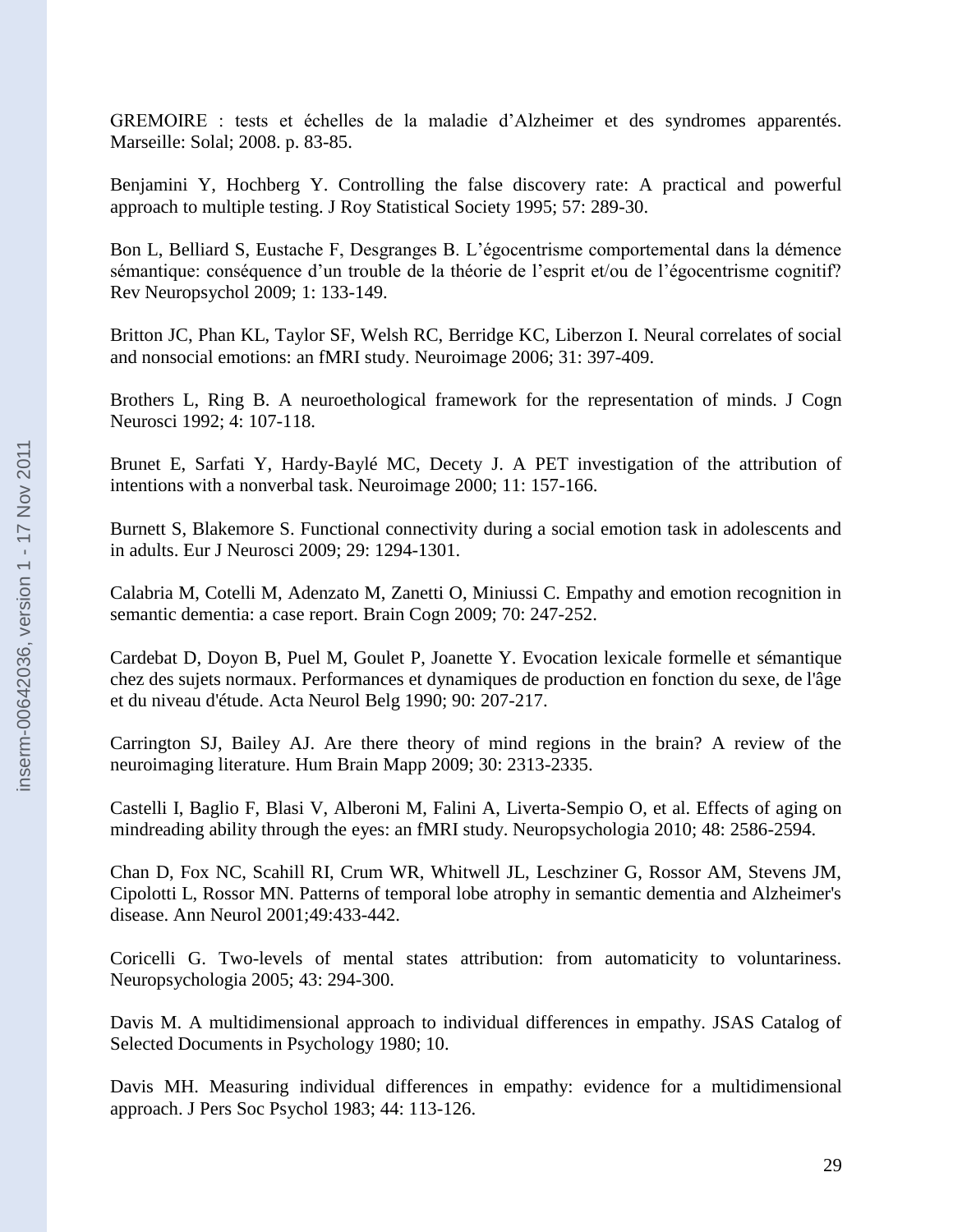GREMOIRE : tests et échelles de la maladie d'Alzheimer et des syndromes apparentés. Marseille: Solal; 2008. p. 83-85.

Benjamini Y, Hochberg Y. Controlling the false discovery rate: A practical and powerful approach to multiple testing. J Roy Statistical Society 1995; 57: 289-30.

Bon L, Belliard S, Eustache F, Desgranges B. L'égocentrisme comportemental dans la démence sémantique: conséquence d'un trouble de la théorie de l'esprit et/ou de l'égocentrisme cognitif? Rev Neuropsychol 2009; 1: 133-149.

Britton JC, Phan KL, Taylor SF, Welsh RC, Berridge KC, Liberzon I. Neural correlates of social and nonsocial emotions: an fMRI study. Neuroimage 2006; 31: 397-409.

Brothers L, Ring B. A neuroethological framework for the representation of minds. J Cogn Neurosci 1992; 4: 107-118.

Brunet E, Sarfati Y, Hardy-Baylé MC, Decety J. A PET investigation of the attribution of intentions with a nonverbal task. Neuroimage 2000; 11: 157-166.

Burnett S, Blakemore S. Functional connectivity during a social emotion task in adolescents and in adults. Eur J Neurosci 2009; 29: 1294-1301.

Calabria M, Cotelli M, Adenzato M, Zanetti O, Miniussi C. Empathy and emotion recognition in semantic dementia: a case report. Brain Cogn 2009; 70: 247-252.

Cardebat D, Doyon B, Puel M, Goulet P, Joanette Y. Evocation lexicale formelle et sémantique chez des sujets normaux. Performances et dynamiques de production en fonction du sexe, de l'âge et du niveau d'étude. Acta Neurol Belg 1990; 90: 207-217.

Carrington SJ, Bailey AJ. Are there theory of mind regions in the brain? A review of the neuroimaging literature. Hum Brain Mapp 2009; 30: 2313-2335.

Castelli I, Baglio F, Blasi V, Alberoni M, Falini A, Liverta-Sempio O, et al. Effects of aging on mindreading ability through the eyes: an fMRI study. Neuropsychologia 2010; 48: 2586-2594.

Chan D, Fox NC, Scahill RI, Crum WR, Whitwell JL, Leschziner G, Rossor AM, Stevens JM, Cipolotti L, Rossor MN. Patterns of temporal lobe atrophy in semantic dementia and Alzheimer's disease. Ann Neurol 2001;49:433-442.

Coricelli G. Two-levels of mental states attribution: from automaticity to voluntariness. Neuropsychologia 2005; 43: 294-300.

Davis M. A multidimensional approach to individual differences in empathy. JSAS Catalog of Selected Documents in Psychology 1980; 10.

Davis MH. Measuring individual differences in empathy: evidence for a multidimensional approach. J Pers Soc Psychol 1983; 44: 113-126.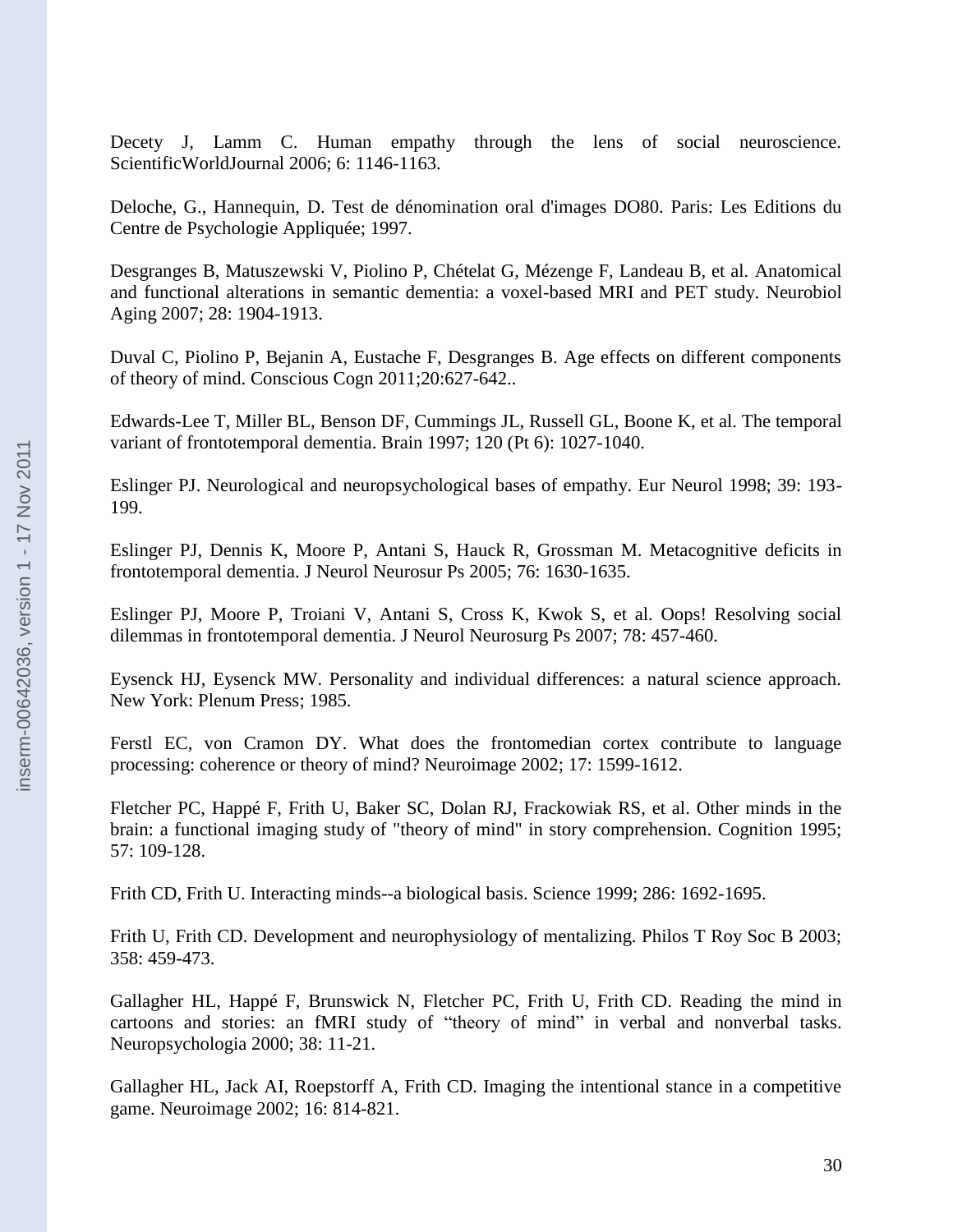Decety J, Lamm C. Human empathy through the lens of social neuroscience. ScientificWorldJournal 2006; 6: 1146-1163.

Deloche, G., Hannequin, D. Test de dénomination oral d'images DO80. Paris: Les Editions du Centre de Psychologie Appliquée; 1997.

Desgranges B, Matuszewski V, Piolino P, Chételat G, Mézenge F, Landeau B, et al. Anatomical and functional alterations in semantic dementia: a voxel-based MRI and PET study. Neurobiol Aging 2007; 28: 1904-1913.

Duval C, Piolino P, Bejanin A, Eustache F, Desgranges B. Age effects on different components of theory of mind. Conscious Cogn 2011;20:627-642..

Edwards-Lee T, Miller BL, Benson DF, Cummings JL, Russell GL, Boone K, et al. The temporal variant of frontotemporal dementia. Brain 1997; 120 (Pt 6): 1027-1040.

Eslinger PJ. Neurological and neuropsychological bases of empathy. Eur Neurol 1998; 39: 193-199.

Eslinger PJ, Dennis K, Moore P, Antani S, Hauck R, Grossman M. Metacognitive deficits in frontotemporal dementia. J Neurol Neurosur Ps 2005; 76: 1630-1635.

Eslinger PJ, Moore P, Troiani V, Antani S, Cross K, Kwok S, et al. Oops! Resolving social dilemmas in frontotemporal dementia. J Neurol Neurosurg Ps 2007; 78: 457-460.

Eysenck HJ, Eysenck MW. Personality and individual differences: a natural science approach. New York: Plenum Press; 1985.

Ferstl EC, von Cramon DY. What does the frontomedian cortex contribute to language processing: coherence or theory of mind? Neuroimage 2002; 17: 1599-1612.

Fletcher PC, Happé F, Frith U, Baker SC, Dolan RJ, Frackowiak RS, et al. Other minds in the brain: a functional imaging study of "theory of mind" in story comprehension. Cognition 1995; 57: 109-128.

Frith CD, Frith U. Interacting minds--a biological basis. Science 1999; 286: 1692-1695.

Frith U, Frith CD. Development and neurophysiology of mentalizing. Philos T Roy Soc B 2003; 358: 459-473.

Gallagher HL, Happé F, Brunswick N, Fletcher PC, Frith U, Frith CD. Reading the mind in cartoons and stories: an fMRI study of "theory of mind" in verbal and nonverbal tasks. Neuropsychologia 2000; 38: 11-21.

Gallagher HL, Jack AI, Roepstorff A, Frith CD. Imaging the intentional stance in a competitive game. Neuroimage 2002; 16: 814-821.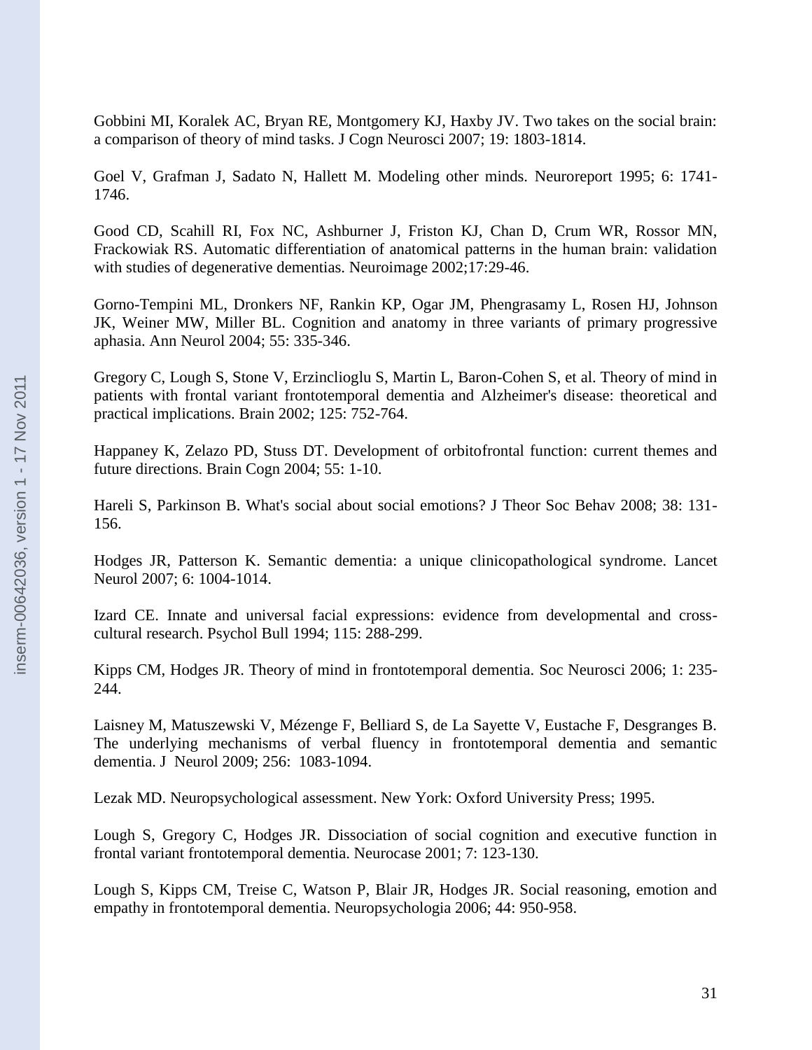Gobbini MI, Koralek AC, Bryan RE, Montgomery KJ, Haxby JV. Two takes on the social brain: a comparison of theory of mind tasks. J Cogn Neurosci 2007; 19: 1803-1814.

Goel V, Grafman J, Sadato N, Hallett M. Modeling other minds. Neuroreport 1995; 6: 1741-1746.

Good CD, Scahill RI, Fox NC, Ashburner J, Friston KJ, Chan D, Crum WR, Rossor MN, Frackowiak RS. Automatic differentiation of anatomical patterns in the human brain: validation with studies of degenerative dementias. Neuroimage 2002;17:29-46.

Gorno-Tempini ML, Dronkers NF, Rankin KP, Ogar JM, Phengrasamy L, Rosen HJ, Johnson JK, Weiner MW, Miller BL. Cognition and anatomy in three variants of primary progressive aphasia. Ann Neurol 2004; 55: 335-346.

Gregory C, Lough S, Stone V, Erzinclioglu S, Martin L, Baron-Cohen S, et al. Theory of mind in patients with frontal variant frontotemporal dementia and Alzheimer's disease: theoretical and practical implications. Brain 2002; 125: 752-764.

Happaney K, Zelazo PD, Stuss DT. Development of orbitofrontal function: current themes and future directions. Brain Cogn 2004; 55: 1-10.

Hareli S, Parkinson B. What's social about social emotions? J Theor Soc Behav 2008; 38: 131-156.

Hodges JR, Patterson K. Semantic dementia: a unique clinicopathological syndrome. Lancet Neurol 2007; 6: 1004-1014.

Izard CE. Innate and universal facial expressions: evidence from developmental and cross-cultural research. Psychol Bull 1994; 115: 288-299.

Kipps CM, Hodges JR. Theory of mind in frontotemporal dementia. Soc Neurosci 2006; 1: 235-244.

Laisney M, Matuszewski V, Mézenge F, Belliard S, de La Sayette V, Eustache F, Desgranges B. The underlying mechanisms of verbal fluency in frontotemporal dementia and semantic dementia. J Neurol 2009; 256: 1083-1094.

Lezak MD. Neuropsychological assessment. New York: Oxford University Press; 1995.

Lough S, Gregory C, Hodges JR. Dissociation of social cognition and executive function in frontal variant frontotemporal dementia. Neurocase 2001; 7: 123-130.

Lough S, Kipps CM, Treise C, Watson P, Blair JR, Hodges JR. Social reasoning, emotion and empathy in frontotemporal dementia. Neuropsychologia 2006; 44: 950-958.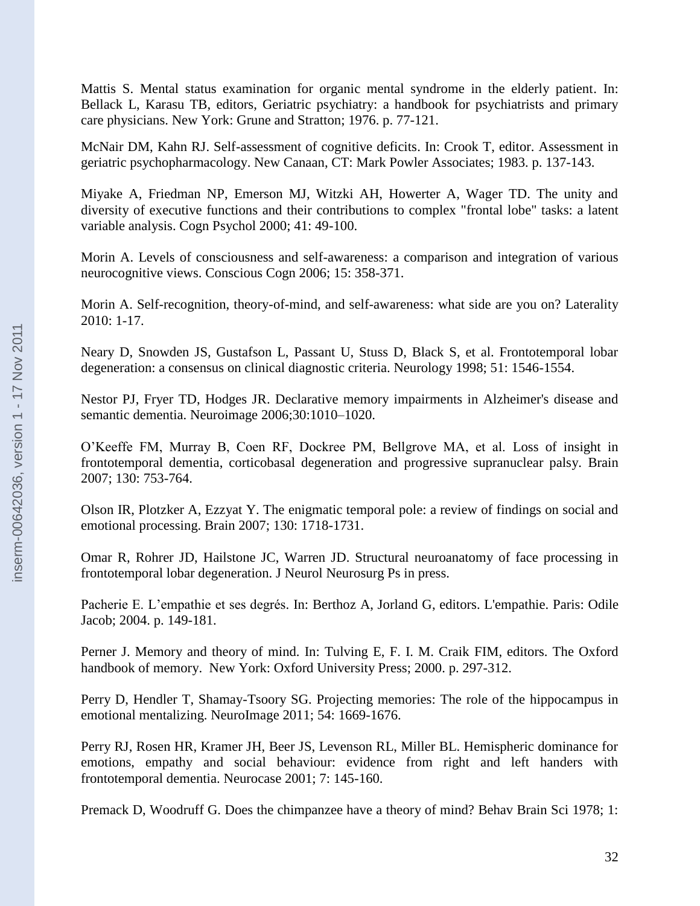Mattis S. Mental status examination for organic mental syndrome in the elderly patient. In: Bellack L, Karasu TB, editors, Geriatric psychiatry: a handbook for psychiatrists and primary care physicians. New York: Grune and Stratton; 1976. p. 77-121.

McNair DM, Kahn RJ. Self-assessment of cognitive deficits. In: Crook T, editor. Assessment in geriatric psychopharmacology. New Canaan, CT: Mark Powler Associates; 1983. p. 137-143.

Miyake A, Friedman NP, Emerson MJ, Witzki AH, Howerter A, Wager TD. The unity and diversity of executive functions and their contributions to complex "frontal lobe" tasks: a latent variable analysis. Cogn Psychol 2000; 41: 49-100.

Morin A. Levels of consciousness and self-awareness: a comparison and integration of various neurocognitive views. Conscious Cogn 2006; 15: 358-371.

Morin A. Self-recognition, theory-of-mind, and self-awareness: what side are you on? Laterality 2010: 1-17.

Neary D, Snowden JS, Gustafson L, Passant U, Stuss D, Black S, et al. Frontotemporal lobar degeneration: a consensus on clinical diagnostic criteria. Neurology 1998; 51: 1546-1554.

Nestor PJ, Fryer TD, Hodges JR. Declarative memory impairments in Alzheimer's disease and semantic dementia. Neuroimage 2006;30:1010–1020.

O'Keeffe FM, Murray B, Coen RF, Dockree PM, Bellgrove MA, et al. Loss of insight in frontotemporal dementia, corticobasal degeneration and progressive supranuclear palsy. Brain 2007; 130: 753-764.

Olson IR, Plotzker A, Ezzyat Y. The enigmatic temporal pole: a review of findings on social and emotional processing. Brain 2007; 130: 1718-1731.

Omar R, Rohrer JD, Hailstone JC, Warren JD. Structural neuroanatomy of face processing in frontotemporal lobar degeneration. J Neurol Neurosurg Ps in press.

Pacherie E. L'empathie et ses degrés. In: Berthoz A, Jorland G, editors. L'empathie. Paris: Odile Jacob; 2004. p. 149-181.

Perner J. Memory and theory of mind. In: Tulving E, F. I. M. Craik FIM, editors. The Oxford handbook of memory. New York: Oxford University Press; 2000. p. 297-312.

Perry D, Hendler T, Shamay-Tsoory SG. Projecting memories: The role of the hippocampus in emotional mentalizing. NeuroImage 2011; 54: 1669-1676.

Perry RJ, Rosen HR, Kramer JH, Beer JS, Levenson RL, Miller BL. Hemispheric dominance for emotions, empathy and social behaviour: evidence from right and left handers with frontotemporal dementia. Neurocase 2001; 7: 145-160.

Premack D, Woodruff G. Does the chimpanzee have a theory of mind? Behav Brain Sci 1978; 1: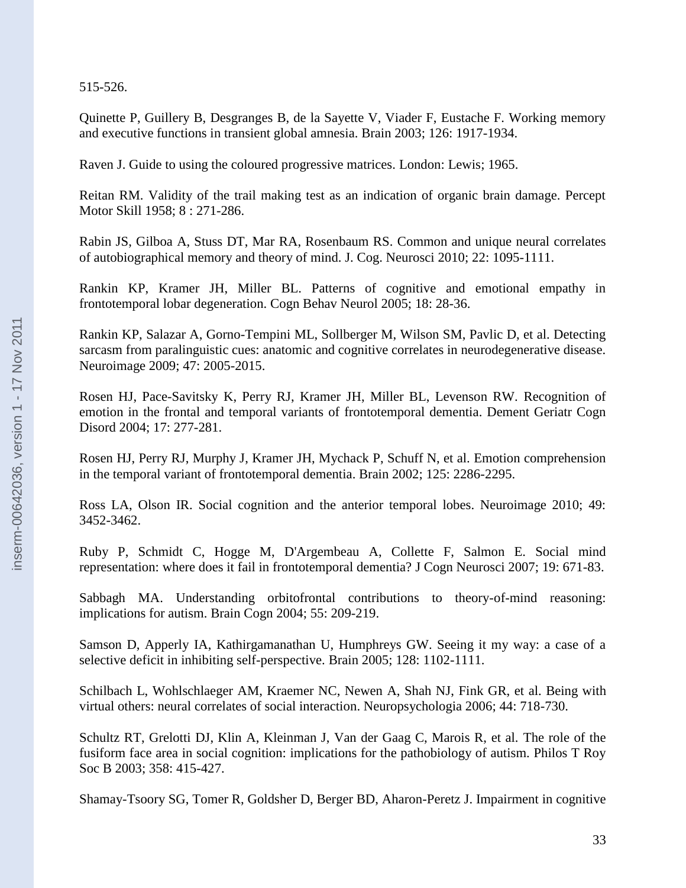515-526.

Quinette P, Guillery B, Desgranges B, de la Sayette V, Viader F, Eustache F. Working memory and executive functions in transient global amnesia. Brain 2003; 126: 1917-1934.

Raven J. Guide to using the coloured progressive matrices. London: Lewis; 1965.

Reitan RM. Validity of the trail making test as an indication of organic brain damage. Percept Motor Skill 1958; 8 : 271-286.

Rabin JS, Gilboa A, Stuss DT, Mar RA, Rosenbaum RS. Common and unique neural correlates of autobiographical memory and theory of mind. J. Cog. Neurosci 2010; 22: 1095-1111.

Rankin KP, Kramer JH, Miller BL. Patterns of cognitive and emotional empathy in frontotemporal lobar degeneration. Cogn Behav Neurol 2005; 18: 28-36.

Rankin KP, Salazar A, Gorno-Tempini ML, Sollberger M, Wilson SM, Pavlic D, et al. Detecting sarcasm from paralinguistic cues: anatomic and cognitive correlates in neurodegenerative disease. Neuroimage 2009; 47: 2005-2015.

Rosen HJ, Pace-Savitsky K, Perry RJ, Kramer JH, Miller BL, Levenson RW. Recognition of emotion in the frontal and temporal variants of frontotemporal dementia. Dement Geriatr Cogn Disord 2004; 17: 277-281.

Rosen HJ, Perry RJ, Murphy J, Kramer JH, Mychack P, Schuff N, et al. Emotion comprehension in the temporal variant of frontotemporal dementia. Brain 2002; 125: 2286-2295.

Ross LA, Olson IR. Social cognition and the anterior temporal lobes. Neuroimage 2010; 49: 3452-3462.

Ruby P, Schmidt C, Hogge M, D'Argembeau A, Collette F, Salmon E. Social mind representation: where does it fail in frontotemporal dementia? J Cogn Neurosci 2007; 19: 671-83.

Sabbagh MA. Understanding orbitofrontal contributions to theory-of-mind reasoning: implications for autism. Brain Cogn 2004; 55: 209-219.

Samson D, Apperly IA, Kathirgamanathan U, Humphreys GW. Seeing it my way: a case of a selective deficit in inhibiting self-perspective. Brain 2005; 128: 1102-1111.

Schilbach L, Wohlschlaeger AM, Kraemer NC, Newen A, Shah NJ, Fink GR, et al. Being with virtual others: neural correlates of social interaction. Neuropsychologia 2006; 44: 718-730.

Schultz RT, Grelotti DJ, Klin A, Kleinman J, Van der Gaag C, Marois R, et al. The role of the fusiform face area in social cognition: implications for the pathobiology of autism. Philos T Roy Soc B 2003; 358: 415-427.

Shamay-Tsoory SG, Tomer R, Goldsher D, Berger BD, Aharon-Peretz J. Impairment in cognitive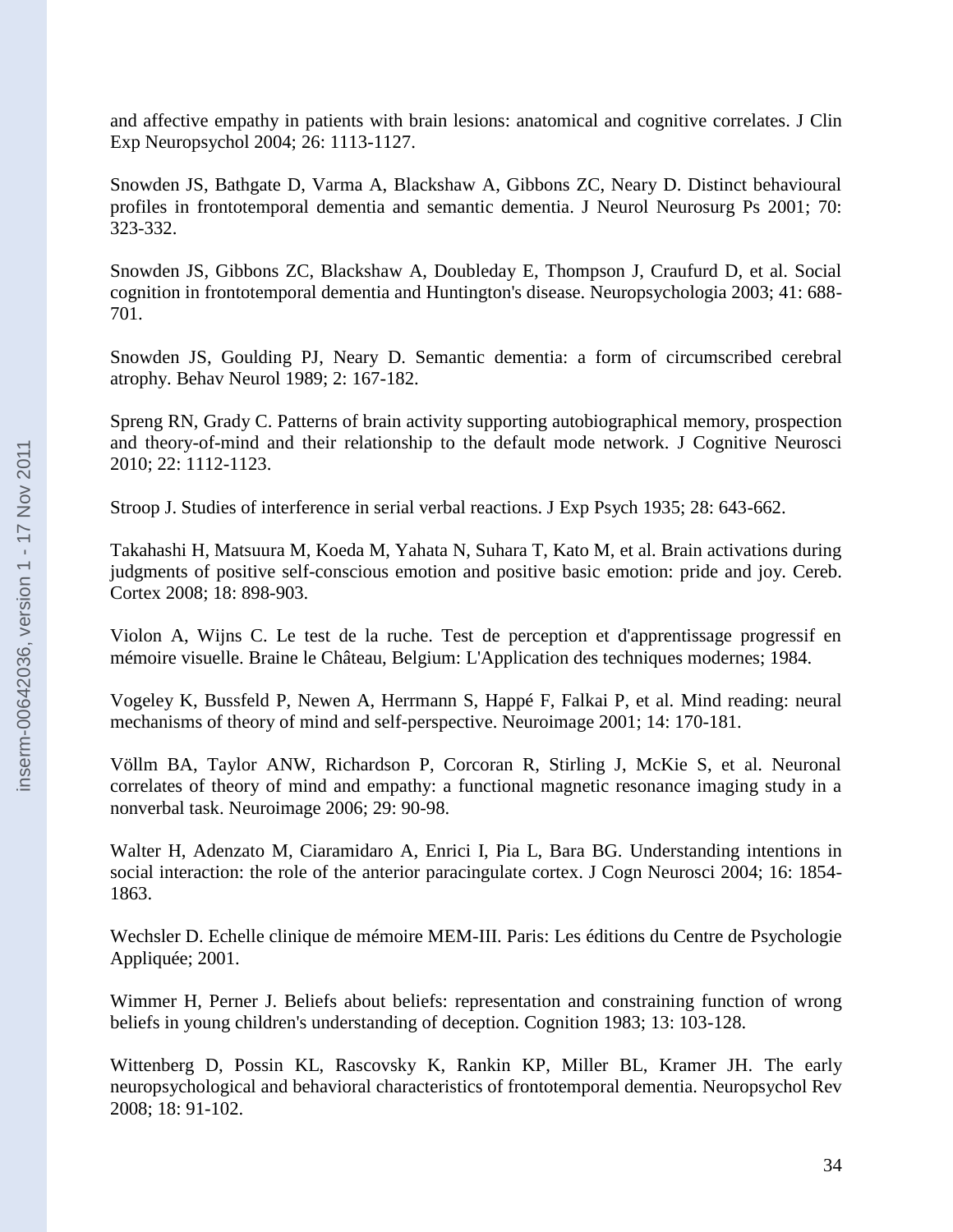and affective empathy in patients with brain lesions: anatomical and cognitive correlates. J Clin Exp Neuropsychol 2004; 26: 1113-1127.

Snowden JS, Bathgate D, Varma A, Blackshaw A, Gibbons ZC, Neary D. Distinct behavioural profiles in frontotemporal dementia and semantic dementia. J Neurol Neurosurg Ps 2001; 70: 323-332.

Snowden JS, Gibbons ZC, Blackshaw A, Doubleday E, Thompson J, Craufurd D, et al. Social cognition in frontotemporal dementia and Huntington's disease. Neuropsychologia 2003; 41: 688-701.

Snowden JS, Goulding PJ, Neary D. Semantic dementia: a form of circumscribed cerebral atrophy. Behav Neurol 1989; 2: 167-182.

Spreng RN, Grady C. Patterns of brain activity supporting autobiographical memory, prospection and theory-of-mind and their relationship to the default mode network. J Cognitive Neurosci 2010; 22: 1112-1123.

Stroop J. Studies of interference in serial verbal reactions. J Exp Psych 1935; 28: 643-662.

Takahashi H, Matsuura M, Koeda M, Yahata N, Suhara T, Kato M, et al. Brain activations during judgments of positive self-conscious emotion and positive basic emotion: pride and joy. Cereb. Cortex 2008; 18: 898-903.

Violon A, Wijns C. Le test de la ruche. Test de perception et d'apprentissage progressif en mémoire visuelle. Braine le Château, Belgium: L'Application des techniques modernes; 1984.

Vogeley K, Bussfeld P, Newen A, Herrmann S, Happé F, Falkai P, et al. Mind reading: neural mechanisms of theory of mind and self-perspective. Neuroimage 2001; 14: 170-181.

Völlm BA, Taylor ANW, Richardson P, Corcoran R, Stirling J, McKie S, et al. Neuronal correlates of theory of mind and empathy: a functional magnetic resonance imaging study in a nonverbal task. Neuroimage 2006; 29: 90-98.

Walter H, Adenzato M, Ciaramidaro A, Enrici I, Pia L, Bara BG. Understanding intentions in social interaction: the role of the anterior paracingulate cortex. J Cogn Neurosci 2004; 16: 1854-1863.

Wechsler D. Echelle clinique de mémoire MEM-III. Paris: Les éditions du Centre de Psychologie Appliquée; 2001.

Wimmer H, Perner J. Beliefs about beliefs: representation and constraining function of wrong beliefs in young children's understanding of deception. Cognition 1983; 13: 103-128.

Wittenberg D, Possin KL, Rascovsky K, Rankin KP, Miller BL, Kramer JH. The early neuropsychological and behavioral characteristics of frontotemporal dementia. Neuropsychol Rev 2008; 18: 91-102.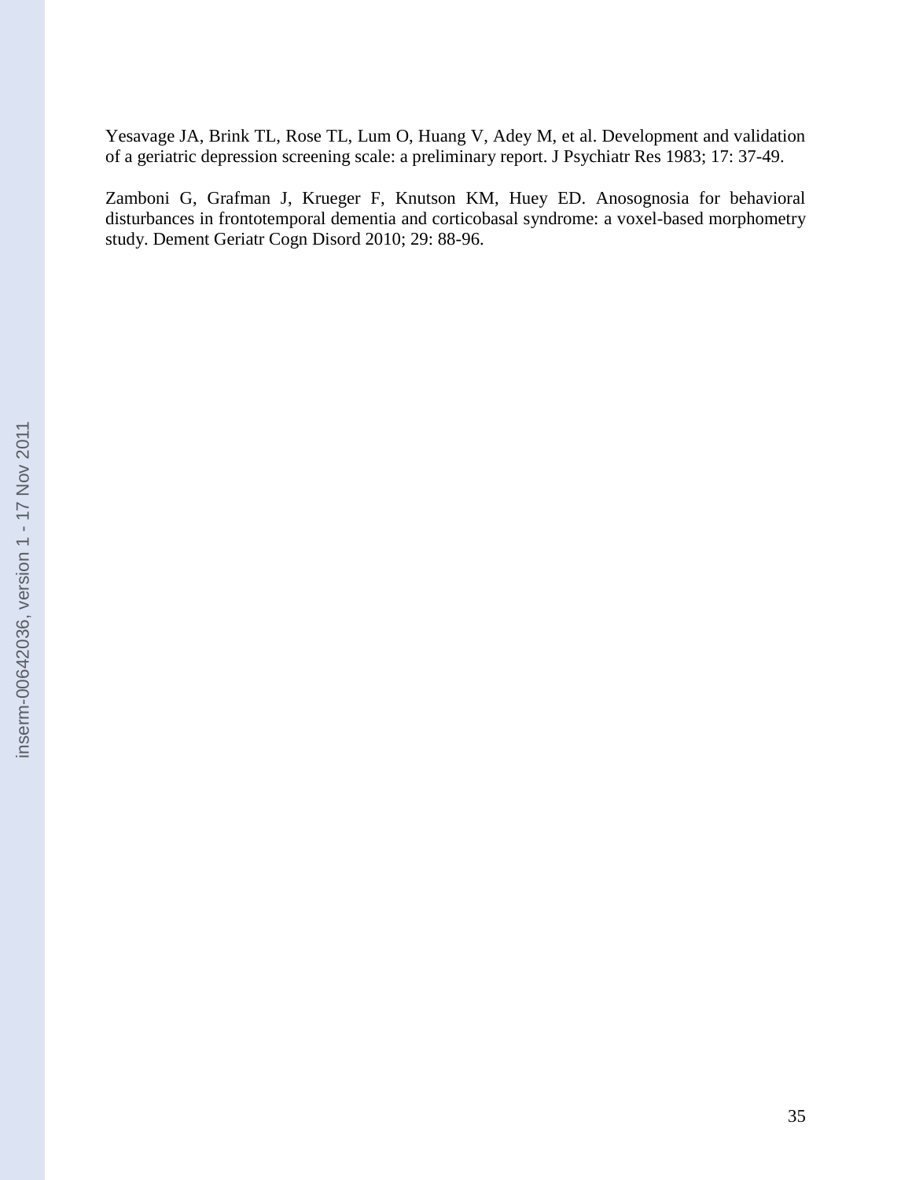Yesavage JA, Brink TL, Rose TL, Lum O, Huang V, Adey M, et al. Development and validation of a geriatric depression screening scale: a preliminary report. J Psychiatr Res 1983; 17: 37-49.

Zamboni G, Grafman J, Krueger F, Knutson KM, Huey ED. Anosognosia for behavioral disturbances in frontotemporal dementia and corticobasal syndrome: a voxel-based morphometry study. Dement Geriatr Cogn Disord 2010; 29: 88-96.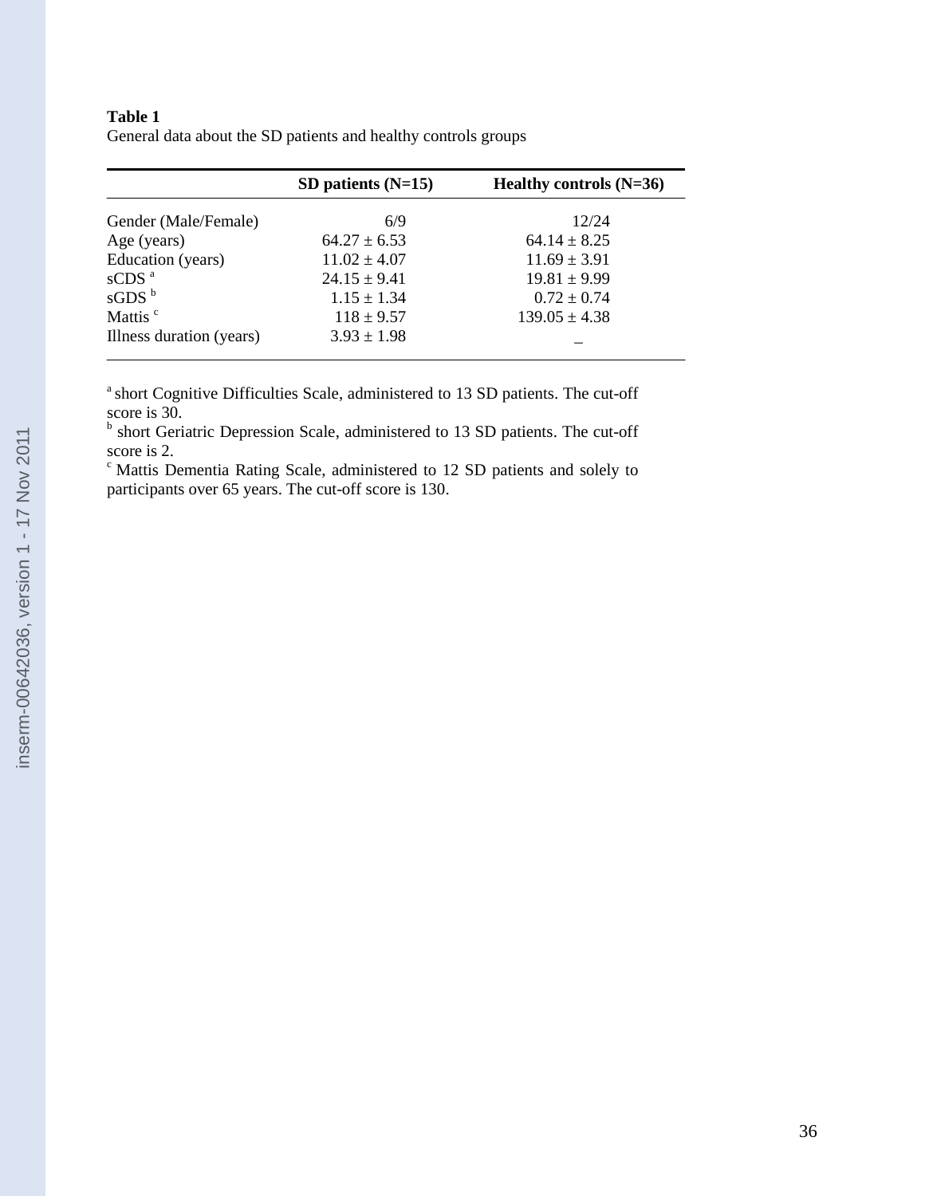**Table 1**
General data about the SD patients and healthy controls groups

| | **SD patients (N=15)** | **Healthy controls (N=36)** |
|---|---|---|
| Gender (Male/Female) | 6/9 | 12/24 |
| Age (years) | 64.27 ± 6.53 | 64.14 ± 8.25 |
| Education (years) | 11.02 ± 4.07 | 11.69 ± 3.91 |
| sCDS [a] | 24.15 ± 9.41 | 19.81 ± 9.99 |
| sGDS [b] | 1.15 ± 1.34 | 0.72 ± 0.74 |
| Mattis [c] | 118 ± 9.57 | 139.05 ± 4.38 |
| Illness duration (years) | 3.93 ± 1.98 | – |

[a] short Cognitive Difficulties Scale, administered to 13 SD patients. The cut-off score is 30.

[b] short Geriatric Depression Scale, administered to 13 SD patients. The cut-off score is 2.

[c] Mattis Dementia Rating Scale, administered to 12 SD patients and solely to participants over 65 years. The cut-off score is 130.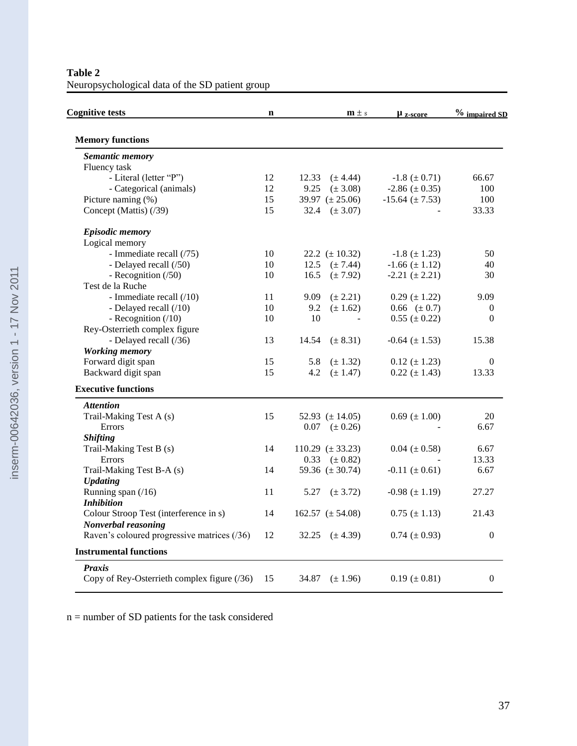**Table 2**
Neuropsychological data of the SD patient group

| Cognitive tests | n | m ± s | μ z-score | % impaired SD |
|---|---|---|---|---|
| **Memory functions** | | | | |
| ***Semantic memory*** | | | | |
| Fluency task | | | | |
| - Literal (letter "P") | 12 | 12.33 (± 4.44) | -1.8 (± 0.71) | 66.67 |
| - Categorical (animals) | 12 | 9.25 (± 3.08) | -2.86 (± 0.35) | 100 |
| Picture naming (%) | 15 | 39.97 (± 25.06) | -15.64 (± 7.53) | 100 |
| Concept (Mattis) (/39) | 15 | 32.4 (± 3.07) | - | 33.33 |
| ***Episodic memory*** | | | | |
| Logical memory | | | | |
| - Immediate recall (/75) | 10 | 22.2 (± 10.32) | -1.8 (± 1.23) | 50 |
| - Delayed recall (/50) | 10 | 12.5 (± 7.44) | -1.66 (± 1.12) | 40 |
| - Recognition (/50) | 10 | 16.5 (± 7.92) | -2.21 (± 2.21) | 30 |
| Test de la Ruche | | | | |
| - Immediate recall (/10) | 11 | 9.09 (± 2.21) | 0.29 (± 1.22) | 9.09 |
| - Delayed recall (/10) | 10 | 9.2 (± 1.62) | 0.66 (± 0.7) | 0 |
| - Recognition (/10) | 10 | 10 - | 0.55 (± 0.22) | 0 |
| Rey-Osterrieth complex figure | | | | |
| - Delayed recall (/36) | 13 | 14.54 (± 8.31) | -0.64 (± 1.53) | 15.38 |
| ***Working memory*** | | | | |
| Forward digit span | 15 | 5.8 (± 1.32) | 0.12 (± 1.23) | 0 |
| Backward digit span | 15 | 4.2 (± 1.47) | 0.22 (± 1.43) | 13.33 |
| **Executive functions** | | | | |
| ***Attention*** | | | | |
| Trail-Making Test A (s) | 15 | 52.93 (± 14.05) | 0.69 (± 1.00) | 20 |
| Errors | | 0.07 (± 0.26) | - | 6.67 |
| ***Shifting*** | | | | |
| Trail-Making Test B (s) | 14 | 110.29 (± 33.23) | 0.04 (± 0.58) | 6.67 |
| Errors | | 0.33 (± 0.82) | - | 13.33 |
| Trail-Making Test B-A (s) | 14 | 59.36 (± 30.74) | -0.11 (± 0.61) | 6.67 |
| ***Updating*** | | | | |
| Running span (/16) | 11 | 5.27 (± 3.72) | -0.98 (± 1.19) | 27.27 |
| ***Inhibition*** | | | | |
| Colour Stroop Test (interference in s) | 14 | 162.57 (± 54.08) | 0.75 (± 1.13) | 21.43 |
| ***Nonverbal reasoning*** | | | | |
| Raven's coloured progressive matrices (/36) | 12 | 32.25 (± 4.39) | 0.74 (± 0.93) | 0 |
| **Instrumental functions** | | | | |
| ***Praxis*** | | | | |
| Copy of Rey-Osterrieth complex figure (/36) | 15 | 34.87 (± 1.96) | 0.19 (± 0.81) | 0 |

n = number of SD patients for the task considered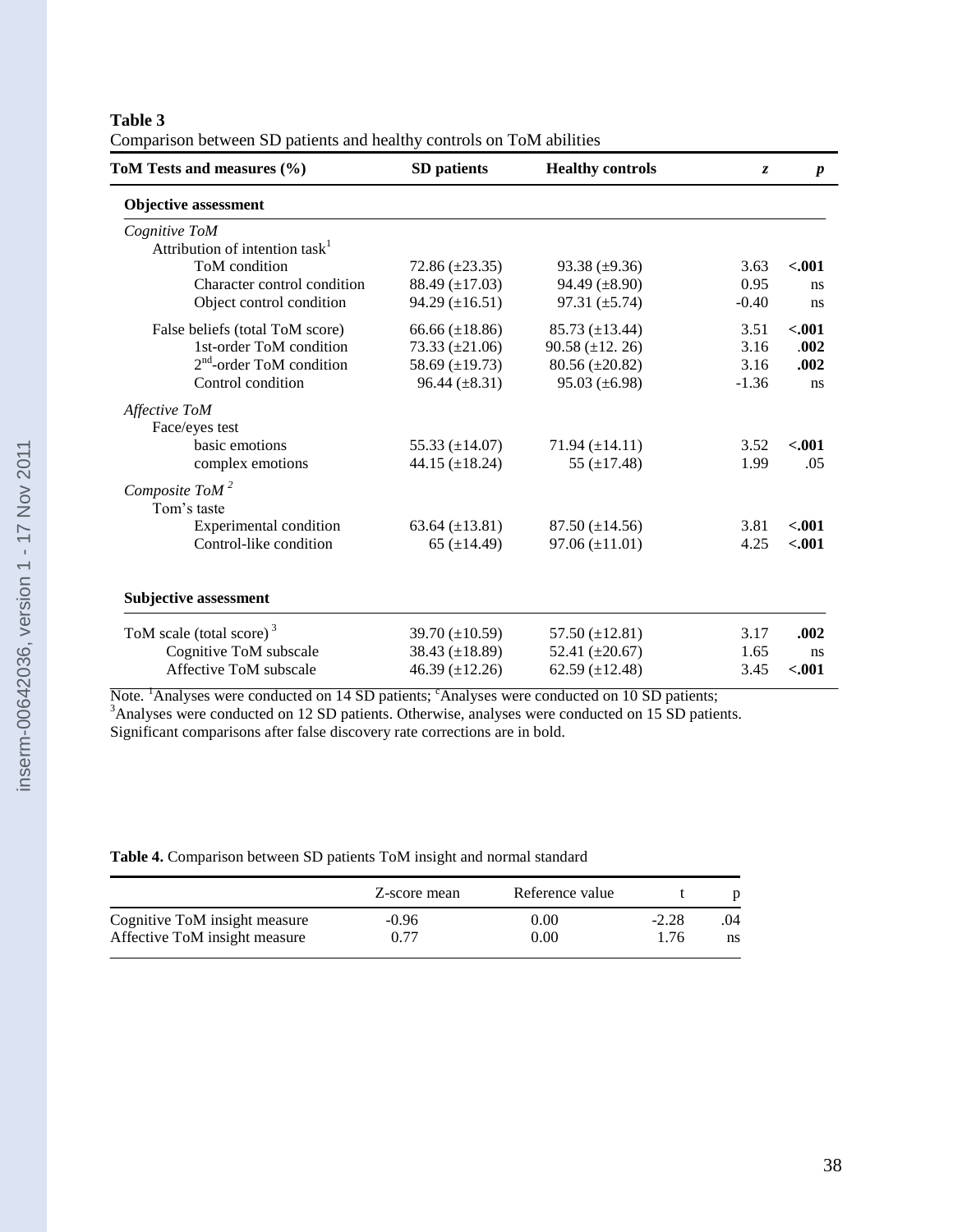**Table 3**

Comparison between SD patients and healthy controls on ToM abilities

| ToM Tests and measures (%) | SD patients | Healthy controls | *z* | *p* |
|---|---|---|---|---|
| **Objective assessment** | | | | |
| *Cognitive ToM* | | | | |
| Attribution of intention task[1] | | | | |
| ToM condition | 72.86 (±23.35) | 93.38 (±9.36) | 3.63 | **<.001** |
| Character control condition | 88.49 (±17.03) | 94.49 (±8.90) | 0.95 | ns |
| Object control condition | 94.29 (±16.51) | 97.31 (±5.74) | -0.40 | ns |
| False beliefs (total ToM score) | 66.66 (±18.86) | 85.73 (±13.44) | 3.51 | **<.001** |
| 1st-order ToM condition | 73.33 (±21.06) | 90.58 (±12. 26) | 3.16 | **.002** |
| 2nd-order ToM condition | 58.69 (±19.73) | 80.56 (±20.82) | 3.16 | **.002** |
| Control condition | 96.44 (±8.31) | 95.03 (±6.98) | -1.36 | ns |
| *Affective ToM* | | | | |
| Face/eyes test | | | | |
| basic emotions | 55.33 (±14.07) | 71.94 (±14.11) | 3.52 | **<.001** |
| complex emotions | 44.15 (±18.24) | 55 (±17.48) | 1.99 | .05 |
| *Composite ToM* [2] | | | | |
| Tom's taste | | | | |
| Experimental condition | 63.64 (±13.81) | 87.50 (±14.56) | 3.81 | **<.001** |
| Control-like condition | 65 (±14.49) | 97.06 (±11.01) | 4.25 | **<.001** |
| **Subjective assessment** | | | | |
| ToM scale (total score) [3] | 39.70 (±10.59) | 57.50 (±12.81) | 3.17 | **.002** |
| Cognitive ToM subscale | 38.43 (±18.89) | 52.41 (±20.67) | 1.65 | ns |
| Affective ToM subscale | 46.39 (±12.26) | 62.59 (±12.48) | 3.45 | **<.001** |

Note. [1]Analyses were conducted on 14 SD patients; [c]Analyses were conducted on 10 SD patients; [3]Analyses were conducted on 12 SD patients. Otherwise, analyses were conducted on 15 SD patients. Significant comparisons after false discovery rate corrections are in bold.

**Table 4.** Comparison between SD patients ToM insight and normal standard

| | Z-score mean | Reference value | t | p |
|---|---|---|---|---|
| Cognitive ToM insight measure | -0.96 | 0.00 | -2.28 | .04 |
| Affective ToM insight measure | 0.77 | 0.00 | 1.76 | ns |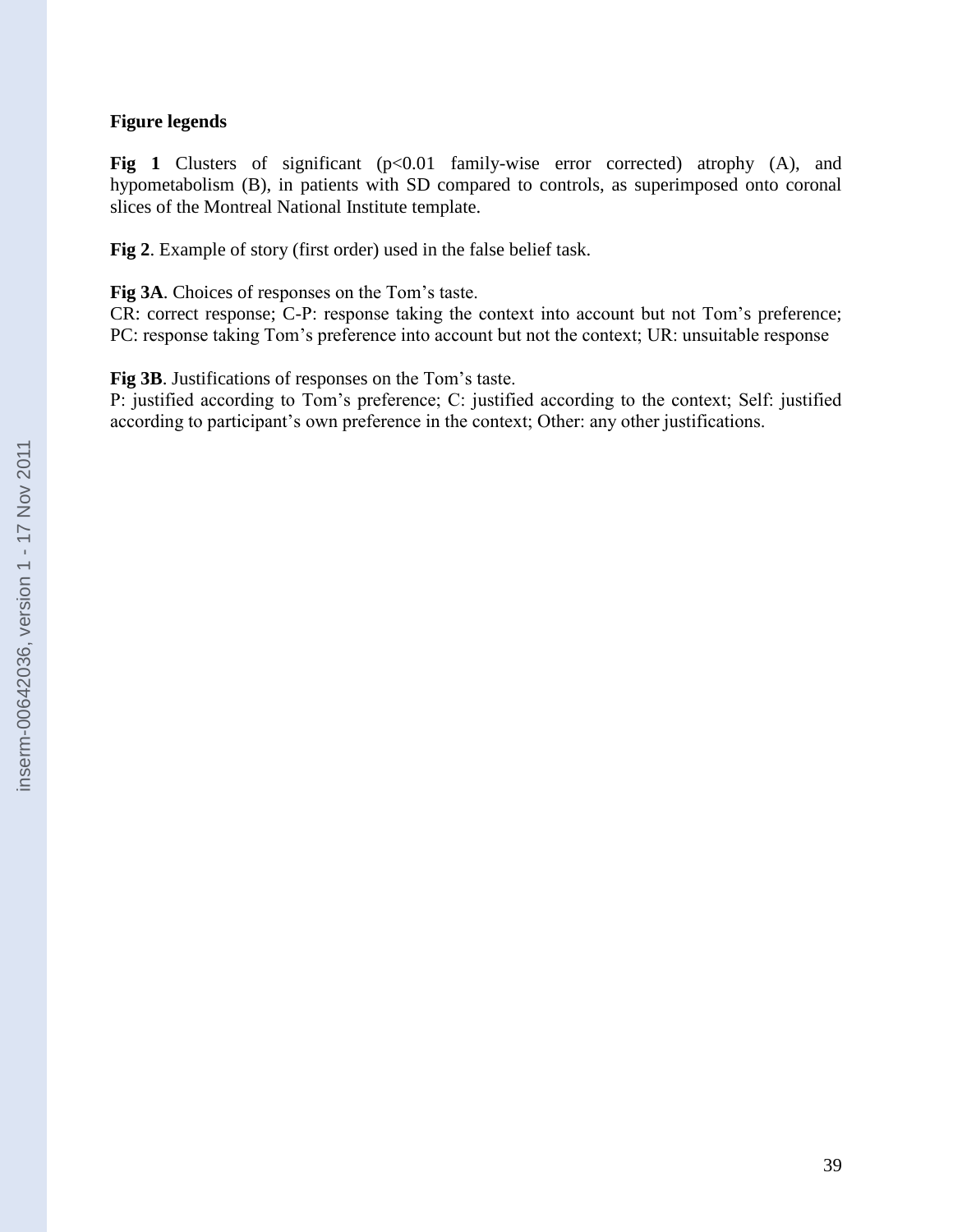**Figure legends**

**Fig 1** Clusters of significant ($p<0.01$ family-wise error corrected) atrophy (A), and hypometabolism (B), in patients with SD compared to controls, as superimposed onto coronal slices of the Montreal National Institute template.

**Fig 2**. Example of story (first order) used in the false belief task.

**Fig 3A**. Choices of responses on the Tom's taste.
CR: correct response; C-P: response taking the context into account but not Tom's preference; PC: response taking Tom's preference into account but not the context; UR: unsuitable response

**Fig 3B**. Justifications of responses on the Tom's taste.
P: justified according to Tom's preference; C: justified according to the context; Self: justified according to participant's own preference in the context; Other: any other justifications.